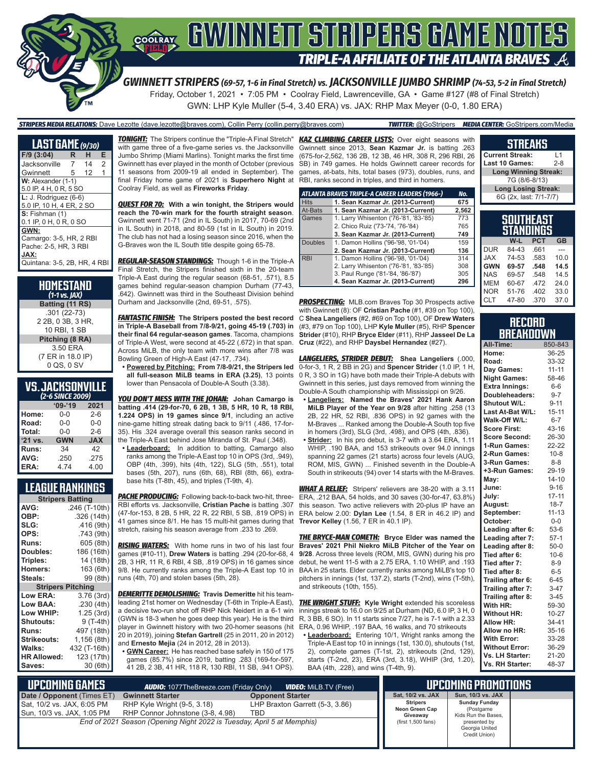# GWINNETT STRIPERS GAME NOTES

## TRIPLE-A AFFILIATE OF THE ATLANTA BRAVES

### GWINNETT STRIPERS (69-57, 1-6 in Final Stretch) vs. JACKSONVILLE JUMBO SHRIMP (74-53, 5-2 in Final Stretch)

Friday, October 1, 2021 • 7:05 PM • Coolray Field, Lawrenceville, GA • Game #127 (#8 of Final Stretch)

GWN: LHP Kyle Muller (5-4, 3.40 ERA) vs. JAX: RHP Max Meyer (0-0, 1.80 ERA)

**STRIPERS MEDIA RELATIONS:** Dave Lezotte (dave.lezotte@braves.com), Collin Perry (collin.perry@braves.com) **TWITTER:** @GoStripers **MEDIA CENTER:** GoStripers.com/Media

## LAST GAME (9/30)

| F/9 (3:04) | R | H | E |
|---|---|---|---|
| Jacksonville | 7 | 14 | 2 |
| Gwinnett | 5 | 12 | 1 |

**W:** Alexander (1-1)
5.0 IP, 4 H, 0 R, 5 SO

**L:** J. Rodriguez (6-6)
5.0 IP, 10 H, 4 ER, 2 SO

**S:** Fishman (1)
0.1 IP, 0 H, 0 R, 0 SO

**GWN:**
Camargo: 3-5, HR, 2 RBI
Pache: 2-5, HR, 3 RBI

**JAX:**
Quintana: 3-5, 2B, HR, 4 RBI

## HOMESTAND
*(1-1 vs. JAX)*

**Batting (11 RS)**
.301 (22-73)
2 2B, 0 3B, 3 HR,
10 RBI, 1 SB

**Pitching (8 RA)**
3.50 ERA
(7 ER in 18.0 IP)
0 QS, 0 SV

## VS. JACKSONVILLE
*(2-6 SINCE 2009)*

| | '09-'19 | 2021 |
|---|---|---|
| Home: | 0-0 | 2-6 |
| Road: | 0-0 | 0-0 |
| Total: | 0-0 | 2-6 |
| '21 vs. | GWN | JAX |
| Runs: | 34 | 42 |
| AVG: | .250 | .275 |
| ERA: | 4.74 | 4.00 |

## LEAGUE RANKINGS

| Stripers Batting | |
|---|---|
| AVG: | .246 (T-10th) |
| OBP: | .326 (14th) |
| SLG: | .416 (9th) |
| OPS: | .743 (9th) |
| Runs: | 605 (8th) |
| Doubles: | 186 (16th) |
| Triples: | 14 (18th) |
| Homers: | 163 (6th) |
| Steals: | 99 (8th) |

| Stripers Pitching | |
|---|---|
| Low ERA: | 3.76 (3rd) |
| Low BAA: | .230 (4th) |
| Low WHIP: | 1.25 (3rd) |
| Shutouts: | 9 (T-4th) |
| Runs: | 497 (18th) |
| Strikeouts: | 1,156 (8th) |
| Walks: | 432 (T-16th) |
| HR Allowed: | 123 (17th) |
| Saves: | 30 (6th) |

**TONIGHT:** The Stripers continue the "Triple-A Final Stretch" with game three of a five-game series vs. the Jacksonville Jumbo Shrimp (Miami Marlins). Tonight marks the first time Gwinnett has ever played in the month of October (previous 11 seasons from 2009-19 all ended in September). The final Friday home game of 2021 is **Superhero Night** at Coolray Field, as well as **Fireworks Friday**.

**QUEST FOR 70: With a win tonight, the Stripers would reach the 70-win mark for the fourth straight season.** Gwinnett went 71-71 (2nd in IL South) in 2017, 70-69 (2nd in IL South) in 2018, and 80-59 (1st in IL South) in 2019. The club has not had a losing season since 2016, when the G-Braves won the IL South title despite going 65-78.

**REGULAR-SEASON STANDINGS:** Though 1-6 in the Triple-A Final Stretch, the Stripers finished sixth in the 20-team Triple-A East during the regular season (68-51, .571), 8.5 games behind regular-season champion Durham (77-43, .642). Gwinnett was third in the Southeast Division behind Durham and Jacksonville (2nd, 69-51, .575).

**FANTASTIC FINISH: The Stripers posted the best record in Triple-A Baseball from 7/8-9/21, going 45-19 (.703) in their final 64 regular-season games.** Tacoma, champions of Triple-A West, were second at 45-22 (.672) in that span. Across MiLB, the only team with more wins after 7/8 was Bowling Green of High-A East (47-17, .734).

- **Powered by Pitching: From 7/8-9/21, the Stripers led all full-season MiLB teams in ERA (3.25)**, 13 points lower than Pensacola of Double-A South (3.38).

**YOU DON'T MESS WITH THE JOHAN: Johan Camargo is batting .414 (29-for-70, 6 2B, 1 3B, 5 HR, 10 R, 18 RBI, 1.224 OPS) in 19 games since 9/1**, including an active nine-game hitting streak dating back to 9/11 (.486, 17-for-35). His .324 average overall this season ranks second in the Triple-A East behind Jose Miranda of St. Paul (.348).

- **Leaderboard:** In addition to batting, Camargo also ranks among the Triple-A East top 10 in OPS (3rd, .949), OBP (4th, .399), hits (4th, 122), SLG (5th, .551), total bases (5th, 207), runs (6th, 68), RBI (8th, 66), extra-base hits (T-8th, 45), and triples (T-9th, 4).

**PACHE PRODUCING:** Following back-to-back two-hit, three-RBI efforts vs. Jacksonville, **Cristian Pache** is batting .307 (47-for-153, 8 2B, 5 HR, 22 R, 22 RBI, 5 SB, .819 OPS) in 41 games since 8/1. He has 15 multi-hit games during that stretch, raising his season average from .233 to .269.

**RISING WATERS:** With home runs in two of his last four games (#10-11), **Drew Waters** is batting .294 (20-for-68, 4 2B, 3 HR, 11 R, 6 RBI, 4 SB, .819 OPS) in 16 games since 9/8. He currently ranks among the Triple-A East top 10 in runs (4th, 70) and stolen bases (5th, 28).

**DEMERITTE DEMOLISHING: Travis Demeritte** hit his team-leading 21st homer on Wednesday (T-6th in Triple-A East), a decisive two-run shot off RHP Nick Neidert in a 6-1 win (GWN is 18-3 when he goes deep this year). He is the third player in Gwinnett history with two 20-homer seasons (hit 20 in 2019), joining **Stefan Gartrell** (25 in 2011, 20 in 2012) and **Ernesto Mejia** (24 in 2012, 28 in 2013).

- **GWN Career:** He has reached base safely in 150 of 175 games (85.7%) since 2019, batting .283 (169-for-597, 41 2B, 2 3B, 41 HR, 118 R, 130 RBI, 11 SB, .941 OPS).

**KAZ CLIMBING CAREER LISTS:** Over eight seasons with Gwinnett since 2013, **Sean Kazmar Jr.** is batting .263 (675-for-2,562, 136 2B, 12 3B, 46 HR, 308 R, 296 RBI, 26 SB) in 749 games. He holds Gwinnett career records for games, at-bats, hits, total bases (973), doubles, runs, and RBI, ranks second in triples, and third in homers.

| ATLANTA BRAVES TRIPLE-A CAREER LEADERS (1966-) | | No. |
|---|---|---|
| Hits | **1. Sean Kazmar Jr. (2013-Current)** | **675** |
| At-Bats | **1. Sean Kazmar Jr. (2013-Current)** | **2,562** |
| Games | 1. Larry Whisenton ('76-'81, '83-'85) | 773 |
| | 2. Chico Ruiz ('73-'74, '76-'84) | 765 |
| | **3. Sean Kazmar Jr. (2013-Current)** | **749** |
| Doubles | 1. Damon Hollins ('96-'98, '01-'04) | 159 |
| | **2. Sean Kazmar Jr. (2013-Current)** | **136** |
| RBI | 1. Damon Hollins ('96-'98, '01-'04) | 314 |
| | 2. Larry Whisenton ('76-'81, '83-'85) | 308 |
| | 3. Paul Runge ('81-'84, '86-'87) | 305 |
| | **4. Sean Kazmar Jr. (2013-Current)** | **296** |

**PROSPECTING:** MLB.com Braves Top 30 Prospects active with Gwinnett (8): OF **Cristian Pache** (#1, #39 on Top 100), C **Shea Langeliers** (#2, #69 on Top 100), OF **Drew Waters** (#3, #79 on Top 100), LHP **Kyle Muller** (#5), RHP **Spencer Strider** (#10), RHP **Bryce Elder** (#11), RHP **Jasseel De La Cruz** (#22), and RHP **Daysbel Hernandez** (#27).

**LANGELIERS, STRIDER DEBUT: Shea Langeliers** (.000, 0-for-3, 1 R, 2 BB in 2G) and **Spencer Strider** (1.0 IP, 1 H, 0 R, 3 SO in 1G) have both made their Triple-A debuts with Gwinnett in this series, just days removed from winning the Double-A South championship with Mississippi on 9/26.

- **Langeliers: Named the Braves' 2021 Hank Aaron MiLB Player of the Year on 9/28** after hitting .258 (13 2B, 22 HR, 52 RBI, .836 OPS) in 92 games with the M-Braves ... Ranked among the Double-A South top five in homers (3rd), SLG (3rd, .498), and OPS (4th, .836).
- **Strider:** In his pro debut, is 3-7 with a 3.64 ERA, 1.11 WHIP, .190 BAA, and 153 strikeouts over 94.0 innings spanning 22 games (21 starts) across four levels (AUG, ROM, MIS, GWN) ... Finished seventh in the Double-A South in strikeouts (94) over 14 starts with the M-Braves.

**WHAT A RELIEF:** Stripers' relievers are 38-20 with a 3.11 ERA, .212 BAA, 54 holds, and 30 saves (30-for-47, 63.8%) this season. Two active relievers with 20-plus IP have an ERA below 2.00: **Dylan Lee** (1.54, 8 ER in 46.2 IP) and **Trevor Kelley** (1.56, 7 ER in 40.1 IP).

**THE BRYCE-MAN COMETH: Bryce Elder was named the Braves' 2021 Phil Niekro MiLB Pitcher of the Year on 9/28.** Across three levels (ROM, MIS, GWN) during his pro debut, he went 11-5 with a 2.75 ERA, 1.10 WHIP, and .193 BAA in 25 starts. Elder currently ranks among MiLB's top 10 pitchers in innings (1st, 137.2), starts (T-2nd, 25), wins (T-5th, 11), and strikeouts (10th, 155).

**THE WRIGHT STUFF: Kyle Wright** extended his scoreless innings streak to 16.0 on 9/25 at Durham (ND, 6.0 IP, 3 H, 0 R, 3 BB, 6 SO). In 11 starts since 7/27, he is 7-1 with a 2.33 ERA, 0.96 WHIP, .197 BAA, 16 walks, and 70 strikeouts

- **Leaderboard:** Entering 10/1, Wright ranks among the Triple-A East top 10 in innings (1st, 130.0), shutouts (1st, 2), complete games (T-1st, 2), strikeouts (2nd, 129), starts (T-2nd, 23), ERA (3rd, 3.18), WHIP (3rd, 1.20), BAA (4th, .228), and wins (T-4th, 9).

## STREAKS

| | |
|---|---|
| Current Streak: | L1 |
| Last 10 Games: | 2-8 |
| **Long Winning Streak:** | |
| 7G (8/6-8/13) | |
| **Long Losing Streak:** | |
| 6G (2x, last: 7/1-7/7) | |

## SOUTHEAST STANDINGS

| | W-L | PCT | GB |
|---|---|---|---|
| DUR | 84-43 | .661 | --- |
| JAX | 74-53 | .583 | 10.0 |
| **GWN** | **69-57** | **.548** | **14.5** |
| NAS | 69-57 | .548 | 14.5 |
| MEM | 60-67 | .472 | 24.0 |
| NOR | 51-76 | .402 | 33.0 |
| CLT | 47-80 | .370 | 37.0 |

## RECORD BREAKDOWN

| | |
|---|---|
| All-Time: | 850-843 |
| Home: | 36-25 |
| Road: | 33-32 |
| Day Games: | 11-11 |
| Night Games: | 58-46 |
| Extra Innings: | 6-6 |
| Doubleheaders: | 9-7 |
| Shutout W/L: | 9-11 |
| Last At-Bat W/L: | 15-11 |
| Walk-Off W/L: | 6-7 |
| Score First: | 43-16 |
| Score Second: | 26-30 |
| 1-Run Games: | 22-22 |
| 2-Run Games: | 10-8 |
| 3-Run Games: | 8-8 |
| +3-Run Games: | 29-19 |
| May: | 14-10 |
| June: | 9-16 |
| July: | 17-11 |
| August: | 18-7 |
| September: | 11-13 |
| October: | 0-0 |
| Leading after 6: | 53-6 |
| Leading after 7: | 57-1 |
| Leading after 8: | 50-0 |
| Tied after 6: | 10-6 |
| Tied after 7: | 8-9 |
| Tied after 8: | 6-5 |
| Trailing after 6: | 6-45 |
| Trailing after 7: | 3-47 |
| Trailing after 8: | 3-45 |
| With HR: | 59-30 |
| Without HR: | 10-27 |
| Allow HR: | 34-41 |
| Allow no HR: | 35-16 |
| With Error: | 33-28 |
| Without Error: | 36-29 |
| Vs. LH Starter: | 21-20 |
| Vs. RH Starter: | 48-37 |

## UPCOMING GAMES

**AUDIO:** 1077TheBreeze.com (Friday Only) **VIDEO:** MiLB.TV (Free)

| Date / Opponent (Times ET) | Gwinnett Starter | Opponent Starter |
|---|---|---|
| Sat, 10/2 vs. JAX, 6:05 PM | RHP Kyle Wright (9-5, 3.18) | LHP Braxton Garrett (5-3, 3.86) |
| Sun, 10/3 vs. JAX, 1:05 PM | RHP Connor Johnstone (3-8, 4.98) | TBD |

*End of 2021 Season (Opening Night 2022 is Tuesday, April 5 at Memphis)*

## UPCOMING PROMOTIONS

| Sat, 10/2 vs. JAX | Sun, 10/3 vs. JAX |
|---|---|
| **Stripers Neon Green Cap Giveaway** (first 1,500 fans) | **Sunday Funday** (Postgame Kids Run the Bases, presented by Georgia United Credit Union) |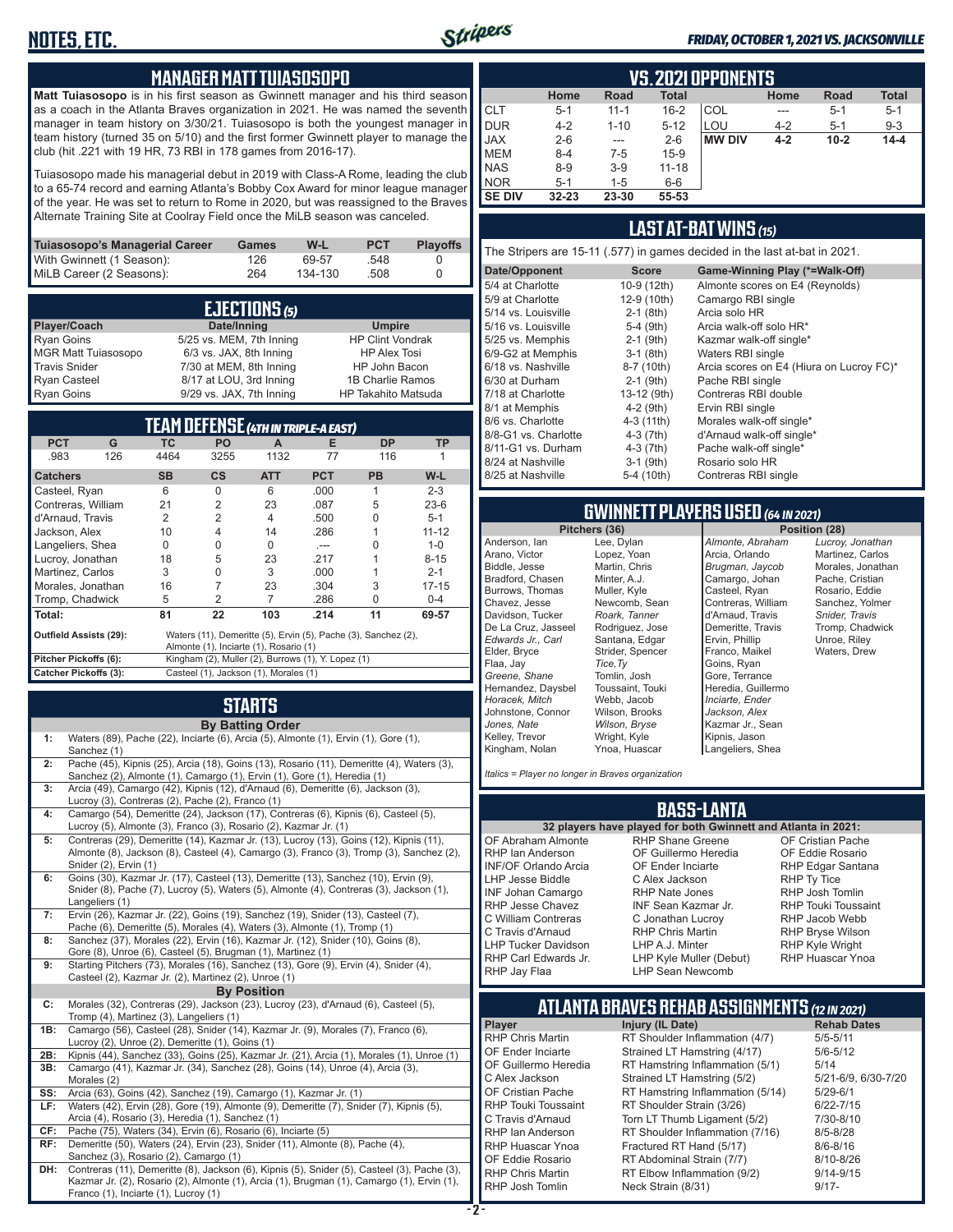## MANAGER MATT TUIASOSOPO

**Matt Tuiasosopo** is in his first season as Gwinnett manager and his third season as a coach in the Atlanta Braves organization in 2021. He was named the seventh manager in team history on 3/30/21. Tuiasosopo is both the youngest manager in team history (turned 35 on 5/10) and the first former Gwinnett player to manage the club (hit .221 with 19 HR, 73 RBI in 178 games from 2016-17).

Tuiasosopo made his managerial debut in 2019 with Class-A Rome, leading the club to a 65-74 record and earning Atlanta's Bobby Cox Award for minor league manager of the year. He was set to return to Rome in 2020, but was reassigned to the Braves Alternate Training Site at Coolray Field once the MiLB season was canceled.

| Tuiasosopo's Managerial Career | Games | W-L | PCT | Playoffs |
|---|---|---|---|---|
| With Gwinnett (1 Season): | 126 | 69-57 | .548 | 0 |
| MiLB Career (2 Seasons): | 264 | 134-130 | .508 | 0 |

## EJECTIONS (5)

| Player/Coach | Date/Inning | Umpire |
|---|---|---|
| Ryan Goins | 5/25 vs. MEM, 7th Inning | HP Clint Vondrak |
| MGR Matt Tuiasosopo | 6/3 vs. JAX, 8th Inning | HP Alex Tosi |
| Travis Snider | 7/30 at MEM, 8th Inning | HP John Bacon |
| Ryan Casteel | 8/17 at LOU, 3rd Inning | 1B Charlie Ramos |
| Ryan Goins | 9/29 vs. JAX, 7th Inning | HP Takahito Matsuda |

## TEAM DEFENSE (4TH IN TRIPLE-A EAST)

| PCT | G | TC | PO | A | E | DP | TP |
|---|---|---|---|---|---|---|---|
| .983 | 126 | 4464 | 3255 | 1132 | 77 | 116 | 1 |

| Catchers | SB | CS | ATT | PCT | PB | W-L |
|---|---|---|---|---|---|---|
| Casteel, Ryan | 6 | 0 | 6 | .000 | 1 | 2-3 |
| Contreras, William | 21 | 2 | 23 | .087 | 5 | 23-6 |
| d'Arnaud, Travis | 2 | 2 | 4 | .500 | 0 | 5-1 |
| Jackson, Alex | 10 | 4 | 14 | .286 | 1 | 11-12 |
| Langeliers, Shea | 0 | 0 | 0 | .--- | 0 | 1-0 |
| Lucroy, Jonathan | 18 | 5 | 23 | .217 | 1 | 8-15 |
| Martinez, Carlos | 3 | 0 | 3 | .000 | 1 | 2-1 |
| Morales, Jonathan | 16 | 7 | 23 | .304 | 3 | 17-15 |
| Tromp, Chadwick | 5 | 2 | 7 | .286 | 0 | 0-4 |
| **Total:** | **81** | **22** | **103** | **.214** | **11** | **69-57** |

| | |
|---|---|
| **Outfield Assists (29):** | Waters (11), Demeritte (5), Ervin (5), Pache (3), Sanchez (2), Almonte (1), Inciarte (1), Rosario (1) |
| **Pitcher Pickoffs (6):** | Kingham (2), Muller (2), Burrows (1), Y. Lopez (1) |
| **Catcher Pickoffs (3):** | Casteel (1), Jackson (1), Morales (1) |

## STARTS

**By Batting Order**

| | |
|---|---|
| 1: | Waters (89), Pache (22), Inciarte (6), Arcia (5), Almonte (1), Ervin (1), Gore (1), Sanchez (1) |
| 2: | Pache (45), Kipnis (25), Arcia (18), Goins (13), Rosario (11), Demeritte (4), Waters (3), Sanchez (2), Almonte (1), Camargo (1), Ervin (1), Gore (1), Heredia (1) |
| 3: | Arcia (49), Camargo (42), Kipnis (12), d'Arnaud (6), Demeritte (6), Jackson (3), Lucroy (3), Contreras (2), Pache (2), Franco (1) |
| 4: | Camargo (54), Demeritte (24), Jackson (17), Contreras (6), Kipnis (6), Casteel (5), Lucroy (5), Almonte (3), Franco (3), Rosario (2), Kazmar (1) |
| 5: | Contreras (29), Demeritte (14), Kazmar Jr. (13), Lucroy (13), Goins (12), Kipnis (11), Almonte (8), Jackson (8), Casteel (4), Camargo (3), Franco (3), Tromp (3), Sanchez (2), Snider (2), Ervin (1) |
| 6: | Goins (30), Kazmar Jr. (17), Casteel (13), Demeritte (13), Sanchez (10), Ervin (9), Snider (8), Pache (7), Lucroy (5), Waters (5), Almonte (4), Contreras (3), Jackson (1), Langeliers (1) |
| 7: | Ervin (26), Kazmar Jr. (22), Goins (19), Sanchez (19), Snider (13), Casteel (7), Pache (6), Demeritte (5), Morales (4), Waters (3), Almonte (1), Tromp (1) |
| 8: | Sanchez (37), Morales (22), Ervin (16), Kazmar Jr. (12), Snider (10), Goins (8), Gore (8), Unroe (6), Casteel (5), Brugman (1), Martinez (1) |
| 9: | Starting Pitchers (73), Morales (16), Sanchez (13), Gore (9), Ervin (4), Snider (4), Casteel (2), Kazmar Jr. (2), Martinez (2), Unroe (1) |

**By Position**

| | |
|---|---|
| C: | Morales (32), Contreras (29), Jackson (23), Lucroy (23), d'Arnaud (6), Casteel (5), Tromp (4), Martinez (3), Langeliers (1) |
| 1B: | Camargo (56), Casteel (28), Snider (14), Kazmar Jr. (9), Morales (7), Franco (6), Lucroy (2), Unroe (2), Demeritte (1), Goins (1) |
| 2B: | Kipnis (44), Sanchez (33), Goins (25), Kazmar Jr. (21), Arcia (1), Morales (1), Unroe (1) |
| 3B: | Camargo (41), Kazmar Jr. (34), Sanchez (28), Goins (14), Unroe (4), Arcia (3), Morales (2) |
| SS: | Arcia (63), Goins (42), Sanchez (19), Camargo (1), Kazmar Jr. (1) |
| LF: | Waters (42), Ervin (28), Gore (19), Almonte (9), Demeritte (7), Snider (7), Kipnis (5), Arcia (4), Rosario (3), Heredia (1), Sanchez (1) |
| CF: | Pache (75), Waters (34), Ervin (6), Rosario (6), Inciarte (5) |
| RF: | Demeritte (50), Waters (24), Ervin (23), Snider (11), Almonte (8), Pache (4), Sanchez (3), Rosario (2), Camargo (1) |
| DH: | Contreras (11), Demeritte (8), Jackson (6), Kipnis (5), Snider (5), Casteel (3), Pache (3), Kazmar Jr. (2), Rosario (2), Almonte (1), Arcia (1), Brugman (1), Camargo (1), Ervin (1), Franco (1), Inciarte (1), Lucroy (1) |

## VS. 2021 OPPONENTS

| | Home | Road | Total | | Home | Road | Total |
|---|---|---|---|---|---|---|---|
| CLT | 5-1 | 11-1 | 16-2 | COL | --- | 5-1 | 5-1 |
| DUR | 4-2 | 1-10 | 5-12 | LOU | 4-2 | 5-1 | 9-3 |
| JAX | 2-6 | --- | 2-6 | **MW DIV** | **4-2** | **10-2** | **14-4** |
| MEM | 8-4 | 7-5 | 15-9 | | | | |
| NAS | 8-9 | 3-9 | 11-18 | | | | |
| NOR | 5-1 | 1-5 | 6-6 | | | | |
| **SE DIV** | **32-23** | **23-30** | **55-53** | | | | |

## LAST AT-BAT WINS (15)

The Stripers are 15-11 (.577) in games decided in the last at-bat in 2021.

| Date/Opponent | Score | Game-Winning Play (*=Walk-Off) |
|---|---|---|
| 5/4 at Charlotte | 10-9 (12th) | Almonte scores on E4 (Reynolds) |
| 5/9 at Charlotte | 12-9 (10th) | Camargo RBI single |
| 5/14 vs. Louisville | 2-1 (8th) | Arcia solo HR |
| 5/16 vs. Louisville | 5-4 (9th) | Arcia walk-off solo HR* |
| 5/25 vs. Memphis | 2-1 (9th) | Kazmar walk-off single* |
| 6/9-G2 at Memphis | 3-1 (8th) | Waters RBI single |
| 6/18 vs. Nashville | 8-7 (10th) | Arcia scores on E4 (Hiura on Lucroy FC)* |
| 6/30 at Durham | 2-1 (9th) | Pache RBI single |
| 7/18 at Charlotte | 13-12 (9th) | Contreras RBI double |
| 8/1 at Memphis | 4-2 (9th) | Ervin RBI single |
| 8/6 vs. Charlotte | 4-3 (11th) | Morales walk-off single* |
| 8/8-G1 vs. Charlotte | 4-3 (7th) | d'Arnaud walk-off single* |
| 8/11-G1 vs. Durham | 4-3 (7th) | Pache walk-off single* |
| 8/24 at Nashville | 3-1 (9th) | Rosario solo HR |
| 8/25 at Nashville | 5-4 (10th) | Contreras RBI single |

## GWINNETT PLAYERS USED (64 IN 2021)

| Pitchers (36) | | Position (28) | |
|---|---|---|---|
| Anderson, Ian | Lee, Dylan | *Almonte, Abraham* | *Lucroy, Jonathan* |
| Arano, Victor | Lopez, Yoan | Arcia, Orlando | Martinez, Carlos |
| Biddle, Jesse | Martin, Chris | *Brugman, Jaycob* | Morales, Jonathan |
| Bradford, Chasen | Minter, A.J. | Camargo, Johan | Pache, Cristian |
| Burrows, Thomas | Muller, Kyle | Casteel, Ryan | Rosario, Eddie |
| Chavez, Jesse | Newcomb, Sean | Contreras, William | Sanchez, Yolmer |
| Davidson, Tucker | *Roark, Tanner* | d'Arnaud, Travis | *Snider, Travis* |
| De La Cruz, Jasseel | Rodriguez, Jose | Demeritte, Travis | Tromp, Chadwick |
| *Edwards Jr., Carl* | Santana, Edgar | Ervin, Phillip | Unroe, Riley |
| Elder, Bryce | Strider, Spencer | Franco, Maikel | Waters, Drew |
| Flaa, Jay | *Tice, Ty* | Goins, Ryan | |
| *Greene, Shane* | Tomlin, Josh | Gore, Terrance | |
| Hernandez, Daysbel | Toussaint, Touki | Heredia, Guillermo | |
| *Horacek, Mitch* | Webb, Jacob | *Inciarte, Ender* | |
| Johnstone, Connor | Wilson, Brooks | *Jackson, Alex* | |
| *Jones, Nate* | *Wilson, Bryse* | Kazmar Jr., Sean | |
| Kelley, Trevor | Wright, Kyle | Kipnis, Jason | |
| Kingham, Nolan | Ynoa, Huascar | Langeliers, Shea | |

*Italics = Player no longer in Braves organization*

## BASS-LANTA

**32 players have played for both Gwinnett and Atlanta in 2021:**

| | | |
|---|---|---|
| OF Abraham Almonte | RHP Shane Greene | OF Cristian Pache |
| RHP Ian Anderson | OF Guillermo Heredia | OF Eddie Rosario |
| INF/OF Orlando Arcia | OF Ender Inciarte | RHP Edgar Santana |
| LHP Jesse Biddle | C Alex Jackson | RHP Ty Tice |
| INF Johan Camargo | RHP Nate Jones | RHP Josh Tomlin |
| RHP Jesse Chavez | INF Sean Kazmar Jr. | RHP Touki Toussaint |
| C William Contreras | C Jonathan Lucroy | RHP Jacob Webb |
| C Travis d'Arnaud | RHP Chris Martin | RHP Bryse Wilson |
| LHP Tucker Davidson | LHP A.J. Minter | RHP Kyle Wright |
| RHP Carl Edwards Jr. | LHP Kyle Muller (Debut) | RHP Huascar Ynoa |
| RHP Jay Flaa | LHP Sean Newcomb | |

## ATLANTA BRAVES REHAB ASSIGNMENTS (12 IN 2021)

| Player | Injury (IL Date) | Rehab Dates |
|---|---|---|
| RHP Chris Martin | RT Shoulder Inflammation (4/7) | 5/5-5/11 |
| OF Ender Inciarte | Strained LT Hamstring (4/17) | 5/6-5/12 |
| OF Guillermo Heredia | RT Hamstring Inflammation (5/1) | 5/14 |
| C Alex Jackson | Strained LT Hamstring (5/2) | 5/21-6/9, 6/30-7/20 |
| OF Cristian Pache | RT Hamstring Inflammation (5/14) | 5/29-6/1 |
| RHP Touki Toussaint | RT Shoulder Strain (3/26) | 6/22-7/15 |
| C Travis d'Arnaud | Torn LT Thumb Ligament (5/2) | 7/30-8/10 |
| RHP Ian Anderson | RT Shoulder Inflammation (7/16) | 8/5-8/28 |
| RHP Huascar Ynoa | Fractured RT Hand (5/17) | 8/6-8/16 |
| OF Eddie Rosario | RT Abdominal Strain (7/7) | 8/10-8/26 |
| RHP Chris Martin | RT Elbow Inflammation (9/2) | 9/14-9/15 |
| RHP Josh Tomlin | Neck Strain (8/31) | 9/17- |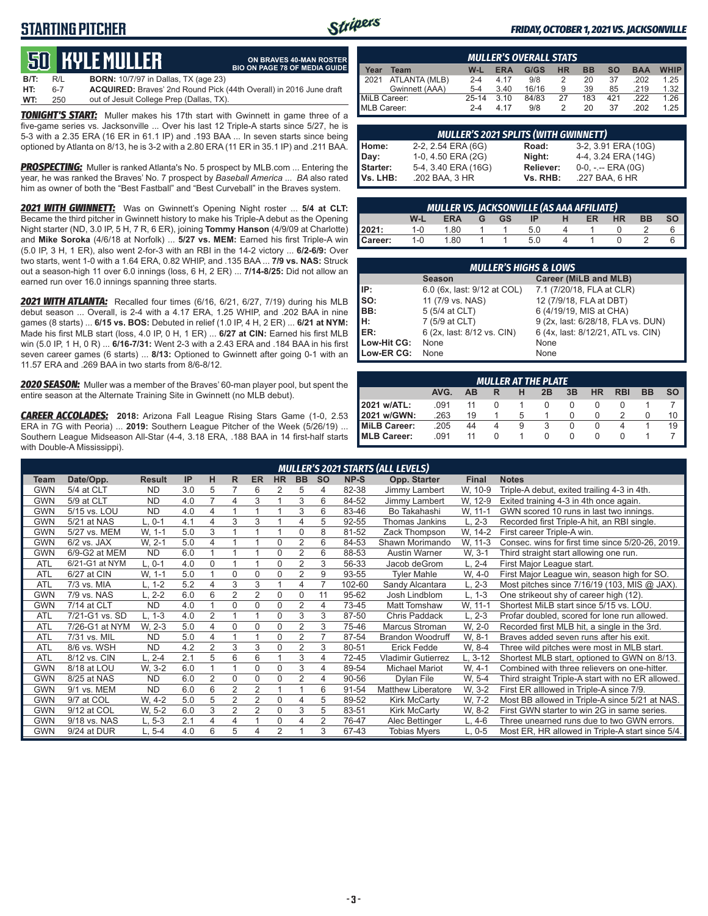# STARTING PITCHER

*FRIDAY, OCTOBER 1, 2021 VS. JACKSONVILLE*

## 50 KYLE MULLER

**ON BRAVES 40-MAN ROSTER**
**BIO ON PAGE 78 OF MEDIA GUIDE**

**B/T:** R/L **BORN:** 10/7/97 in Dallas, TX (age 23)
**HT:** 6-7 **ACQUIRED:** Braves' 2nd Round Pick (44th Overall) in 2016 June draft
**WT:** 250 out of Jesuit College Prep (Dallas, TX).

***TONIGHT'S START:*** Muller makes his 17th start with Gwinnett in game three of a five-game series vs. Jacksonville ... Over his last 12 Triple-A starts since 5/27, he is 5-3 with a 2.35 ERA (16 ER in 61.1 IP) and .193 BAA ... In seven starts since being optioned by Atlanta on 8/13, he is 3-2 with a 2.80 ERA (11 ER in 35.1 IP) and .211 BAA.

***PROSPECTING:*** Muller is ranked Atlanta's No. 5 prospect by MLB.com ... Entering the year, he was ranked the Braves' No. 7 prospect by *Baseball America* ... *BA* also rated him as owner of both the "Best Fastball" and "Best Curveball" in the Braves system.

***2021 WITH GWINNETT:*** Was on Gwinnett's Opening Night roster ... **5/4 at CLT:** Became the third pitcher in Gwinnett history to make his Triple-A debut as the Opening Night starter (ND, 3.0 IP, 5 H, 7 R, 6 ER), joining **Tommy Hanson** (4/9/09 at Charlotte) and **Mike Soroka** (4/6/18 at Norfolk) ... **5/27 vs. MEM:** Earned his first Triple-A win (5.0 IP, 3 H, 1 ER), also went 2-for-3 with an RBI in the 14-2 victory ... **6/2-6/9:** Over two starts, went 1-0 with a 1.64 ERA, 0.82 WHIP, and .135 BAA ... **7/9 vs. NAS:** Struck out a season-high 11 over 6.0 innings (loss, 6 H, 2 ER) ... **7/14-8/25:** Did not allow an earned run over 16.0 innings spanning three starts.

***2021 WITH ATLANTA:*** Recalled four times (6/16, 6/21, 6/27, 7/19) during his MLB debut season ... Overall, is 2-4 with a 4.17 ERA, 1.25 WHIP, and .202 BAA in nine games (8 starts) ... **6/15 vs. BOS:** Debuted in relief (1.0 IP, 4 H, 2 ER) ... **6/21 at NYM:** Made his first MLB start (loss, 4.0 IP, 0 H, 1 ER) ... **6/27 at CIN:** Earned his first MLB win (5.0 IP, 1 H, 0 R) ... **6/16-7/31:** Went 2-3 with a 2.43 ERA and .184 BAA in his first seven career games (6 starts) ... **8/13:** Optioned to Gwinnett after going 0-1 with an 11.57 ERA and .269 BAA in two starts from 8/6-8/12.

***2020 SEASON:*** Muller was a member of the Braves' 60-man player pool, but spent the entire season at the Alternate Training Site in Gwinnett (no MLB debut).

***CAREER ACCOLADES:*** **2018:** Arizona Fall League Rising Stars Game (1-0, 2.53 ERA in 7G with Peoria) ... **2019:** Southern League Pitcher of the Week (5/26/19) ... Southern League Midseason All-Star (4-4, 3.18 ERA, .188 BAA in 14 first-half starts with Double-A Mississippi).

| *MULLER'S OVERALL STATS* | | | | | | | | | |
|---|---|---|---|---|---|---|---|---|---|
| Year | Team | W-L | ERA | G/GS | HR | BB | SO | BAA | WHIP |
| 2021 | ATLANTA (MLB) | 2-4 | 4.17 | 9/8 | 2 | 20 | 37 | .202 | 1.25 |
| | Gwinnett (AAA) | 5-4 | 3.40 | 16/16 | 9 | 39 | 85 | .219 | 1.32 |
| MiLB Career: | | 25-14 | 3.10 | 84/83 | 27 | 183 | 421 | .222 | 1.26 |
| MLB Career: | | 2-4 | 4.17 | 9/8 | 2 | 20 | 37 | .202 | 1.25 |

| *MULLER'S 2021 SPLITS (WITH GWINNETT)* | | | |
|---|---|---|---|
| Home: | 2-2, 2.54 ERA (6G) | Road: | 3-2, 3.91 ERA (10G) |
| Day: | 1-0, 4.50 ERA (2G) | Night: | 4-4, 3.24 ERA (14G) |
| Starter: | 5-4, 3.40 ERA (16G) | Reliever: | 0-0, -.-- ERA (0G) |
| Vs. LHB: | .202 BAA, 3 HR | Vs. RHB: | .227 BAA, 6 HR |

| *MULLER VS. JACKSONVILLE (AS AAA AFFILIATE)* | | | | | | | | | | |
|---|---|---|---|---|---|---|---|---|---|---|
| | W-L | ERA | G | GS | IP | H | ER | HR | BB | SO |
| 2021: | 1-0 | 1.80 | 1 | 1 | 5.0 | 4 | 1 | 0 | 2 | 6 |
| Career: | 1-0 | 1.80 | 1 | 1 | 5.0 | 4 | 1 | 0 | 2 | 6 |

| *MULLER'S HIGHS & LOWS* | | |
|---|---|---|
| | Season | Career (MiLB and MLB) |
| IP: | 6.0 (6x, last: 9/12 at COL) | 7.1 (7/20/18, FLA at CLR) |
| SO: | 11 (7/9 vs. NAS) | 12 (7/9/18, FLA at DBT) |
| BB: | 5 (5/4 at CLT) | 6 (4/19/19, MIS at CHA) |
| H: | 7 (5/9 at CLT) | 9 (2x, last: 6/28/18, FLA vs. DUN) |
| ER: | 6 (2x, last: 8/12 vs. CIN) | 6 (4x, last: 8/12/21, ATL vs. CIN) |
| Low-Hit CG: | None | None |
| Low-ER CG: | None | None |

| *MULLER AT THE PLATE* | | | | | | | | | | |
|---|---|---|---|---|---|---|---|---|---|---|
| | AVG. | AB | R | H | 2B | 3B | HR | RBI | BB | SO |
| 2021 w/ATL: | .091 | 11 | 0 | 1 | 0 | 0 | 0 | 0 | 1 | 7 |
| 2021 w/GWN: | .263 | 19 | 1 | 5 | 1 | 0 | 0 | 2 | 0 | 10 |
| MiLB Career: | .205 | 44 | 4 | 9 | 3 | 0 | 0 | 4 | 1 | 19 |
| MLB Career: | .091 | 11 | 0 | 1 | 0 | 0 | 0 | 0 | 1 | 7 |

| *MULLER'S 2021 STARTS (ALL LEVELS)* | | | | | | | | | | | | | |
|---|---|---|---|---|---|---|---|---|---|---|---|---|---|
| Team | Date/Opp. | Result | IP | H | R | ER | HR | BB | SO | NP-S | Opp. Starter | Final | Notes |
| GWN | 5/4 at CLT | ND | 3.0 | 5 | 7 | 6 | 2 | 5 | 4 | 82-38 | Jimmy Lambert | W, 10-9 | Triple-A debut, exited trailing 4-3 in 4th. |
| GWN | 5/9 at CLT | ND | 4.0 | 7 | 4 | 3 | 1 | 3 | 6 | 84-52 | Jimmy Lambert | W, 12-9 | Exited training 4-3 in 4th once again. |
| GWN | 5/15 vs. LOU | ND | 4.0 | 4 | 1 | 1 | 1 | 3 | 6 | 83-46 | Bo Takahashi | W, 11-1 | GWN scored 10 runs in last two innings. |
| GWN | 5/21 at NAS | L, 0-1 | 4.1 | 4 | 3 | 3 | 1 | 4 | 5 | 92-55 | Thomas Jankins | L, 2-3 | Recorded first Triple-A hit, an RBI single. |
| GWN | 5/27 vs. MEM | W, 1-1 | 5.0 | 3 | 1 | 1 | 1 | 0 | 8 | 81-52 | Zack Thompson | W, 14-2 | First career Triple-A win. |
| GWN | 6/2 vs. JAX | W, 2-1 | 5.0 | 4 | 1 | 1 | 0 | 2 | 6 | 84-53 | Shawn Morimando | W, 11-3 | Consec. wins for first time since 5/20-26, 2019. |
| GWN | 6/9-G2 at MEM | ND | 6.0 | 1 | 1 | 1 | 0 | 2 | 6 | 88-53 | Austin Warner | W, 3-1 | Third straight start allowing one run. |
| ATL | 6/21-G1 at NYM | L, 0-1 | 4.0 | 0 | 1 | 1 | 0 | 2 | 3 | 56-33 | Jacob deGrom | L, 2-4 | First Major League start. |
| ATL | 6/27 at CIN | W, 1-1 | 5.0 | 1 | 0 | 0 | 0 | 2 | 9 | 93-55 | Tyler Mahle | W, 4-0 | First Major League win, season high for SO. |
| ATL | 7/3 vs. MIA | L, 1-2 | 5.2 | 4 | 3 | 3 | 1 | 4 | 7 | 102-60 | Sandy Alcantara | L, 2-3 | Most pitches since 7/16/19 (103, MIS @ JAX). |
| GWN | 7/9 vs. NAS | L, 2-2 | 6.0 | 6 | 2 | 2 | 0 | 0 | 11 | 95-62 | Josh Lindblom | L, 1-3 | One strikeout shy of career high (12). |
| GWN | 7/14 at CLT | ND | 4.0 | 1 | 0 | 0 | 0 | 2 | 4 | 73-45 | Matt Tomshaw | W, 11-1 | Shortest MiLB start since 5/15 vs. LOU. |
| ATL | 7/21-G1 vs. SD | L, 1-3 | 4.0 | 2 | 1 | 1 | 0 | 3 | 3 | 87-50 | Chris Paddack | L, 2-3 | Profar doubled, scored for lone run allowed. |
| ATL | 7/26-G1 at NYM | W, 2-3 | 5.0 | 4 | 0 | 0 | 0 | 2 | 3 | 75-46 | Marcus Stroman | W, 2-0 | Recorded first MLB hit, a single in the 3rd. |
| ATL | 7/31 vs. MIL | ND | 5.0 | 4 | 1 | 1 | 0 | 2 | 7 | 87-54 | Brandon Woodruff | W, 8-1 | Braves added seven runs after his exit. |
| ATL | 8/6 vs. WSH | ND | 4.2 | 2 | 3 | 3 | 0 | 2 | 3 | 80-51 | Erick Fedde | W, 8-4 | Three wild pitches were most in MLB start. |
| ATL | 8/12 vs. CIN | L, 2-4 | 2.1 | 5 | 6 | 6 | 1 | 3 | 4 | 72-45 | Vladimir Gutierrez | L, 3-12 | Shortest MLB start, optioned to GWN on 8/13. |
| GWN | 8/18 at LOU | W, 3-2 | 6.0 | 1 | 0 | 0 | 0 | 3 | 4 | 89-54 | Michael Mariot | W, 4-1 | Combined with three relievers on one-hitter. |
| GWN | 8/25 at NAS | ND | 6.0 | 2 | 0 | 0 | 0 | 2 | 4 | 90-56 | Dylan File | W, 5-4 | Third straight Triple-A start with no ER allowed. |
| GWN | 9/1 vs. MEM | ND | 6.0 | 6 | 2 | 2 | 1 | 1 | 6 | 91-54 | Matthew Liberatore | W, 3-2 | First ER alllowed in Triple-A since 7/9. |
| GWN | 9/7 at COL | W, 4-2 | 5.0 | 5 | 2 | 2 | 0 | 4 | 5 | 89-52 | Kirk McCarty | W, 7-2 | Most BB allowed in Triple-A since 5/21 at NAS. |
| GWN | 9/12 at COL | W, 5-2 | 6.0 | 3 | 2 | 2 | 0 | 3 | 5 | 83-51 | Kirk McCarty | W, 8-2 | First GWN starter to win 2G in same series. |
| GWN | 9/18 vs. NAS | L, 5-3 | 2.1 | 4 | 4 | 1 | 0 | 4 | 2 | 76-47 | Alec Bettinger | L, 4-6 | Three unearned runs due to two GWN errors. |
| GWN | 9/24 at DUR | L, 5-4 | 4.0 | 6 | 5 | 4 | 2 | 1 | 3 | 67-43 | Tobias Myers | L, 0-5 | Most ER, HR allowed in Triple-A start since 5/4. |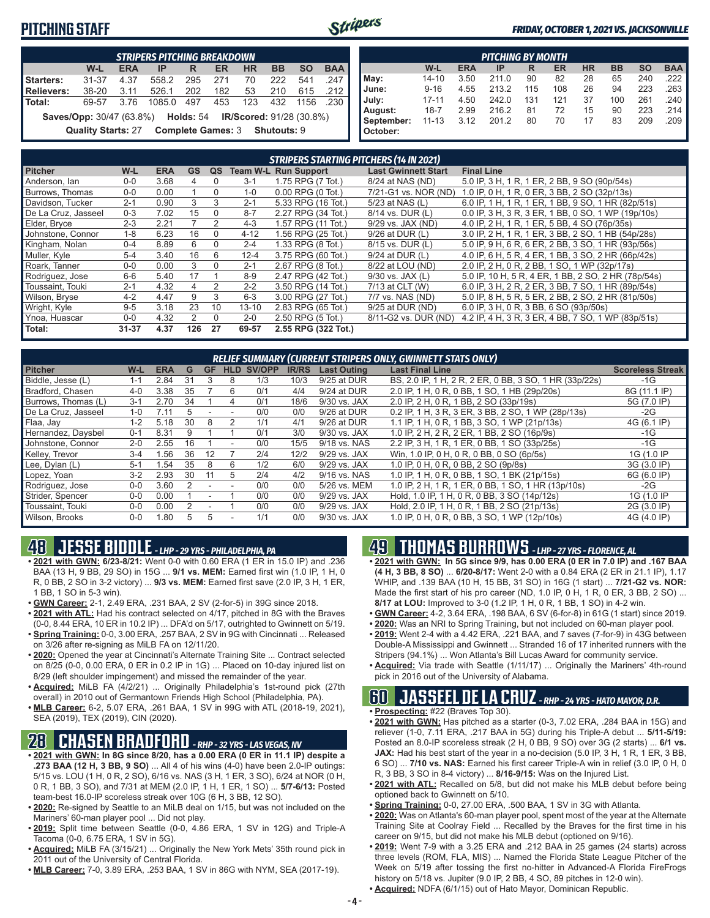# PITCHING STAFF

*FRIDAY, OCTOBER 1, 2021 VS. JACKSONVILLE*

| STRIPERS PITCHING BREAKDOWN | | | | | | | | | |
|---|---|---|---|---|---|---|---|---|---|
| | W-L | ERA | IP | R | ER | HR | BB | SO | BAA |
| Starters: | 31-37 | 4.37 | 558.2 | 295 | 271 | 70 | 222 | 541 | .247 |
| Relievers: | 38-20 | 3.11 | 526.1 | 202 | 182 | 53 | 210 | 615 | .212 |
| Total: | 69-57 | 3.76 | 1085.0 | 497 | 453 | 123 | 432 | 1156 | .230 |

**Saves/Opp:** 30/47 (63.8%) **Holds:** 54 **IR/Scored:** 91/28 (30.8%)

**Quality Starts:** 27 **Complete Games:** 3 **Shutouts:** 9

| PITCHING BY MONTH | | | | | | | | | |
|---|---|---|---|---|---|---|---|---|---|
| | W-L | ERA | IP | R | ER | HR | BB | SO | BAA |
| May: | 14-10 | 3.50 | 211.0 | 90 | 82 | 28 | 65 | 240 | .222 |
| June: | 9-16 | 4.55 | 213.2 | 115 | 108 | 26 | 94 | 223 | .263 |
| July: | 17-11 | 4.50 | 242.0 | 131 | 121 | 37 | 100 | 261 | .240 |
| August: | 18-7 | 2.99 | 216.2 | 81 | 72 | 15 | 90 | 223 | .214 |
| September: | 11-13 | 3.12 | 201.2 | 80 | 70 | 17 | 83 | 209 | .209 |
| October: | | | | | | | | | |

**STRIPERS STARTING PITCHERS (14 IN 2021)**

| Pitcher | W-L | ERA | GS | QS | Team W-L | Run Support | Last Gwinnett Start | Final Line |
|---|---|---|---|---|---|---|---|---|
| Anderson, Ian | 0-0 | 3.68 | 4 | 0 | 3-1 | 1.75 RPG (7 Tot.) | 8/24 at NAS (ND) | 5.0 IP, 3 H, 1 R, 1 ER, 2 BB, 9 SO (90p/54s) |
| Burrows, Thomas | 0-0 | 0.00 | 1 | 0 | 1-0 | 0.00 RPG (0 Tot.) | 7/21-G1 vs. NOR (ND) | 1.0 IP, 0 H, 1 R, 0 ER, 3 BB, 2 SO (32p/13s) |
| Davidson, Tucker | 2-1 | 0.90 | 3 | 3 | 2-1 | 5.33 RPG (16 Tot.) | 5/23 at NAS (L) | 6.0 IP, 1 H, 1 R, 1 ER, 1 BB, 9 SO, 1 HR (82p/51s) |
| De La Cruz, Jasseel | 0-3 | 7.02 | 15 | 0 | 8-7 | 2.27 RPG (34 Tot.) | 8/14 vs. DUR (L) | 0.0 IP, 3 H, 3 R, 3 ER, 1 BB, 0 SO, 1 WP (19p/10s) |
| Elder, Bryce | 2-3 | 2.21 | 7 | 2 | 4-3 | 1.57 RPG (11 Tot.) | 9/29 vs. JAX (ND) | 4.0 IP, 2 H, 1 R, 1 ER, 5 BB, 4 SO (76p/35s) |
| Johnstone, Connor | 1-8 | 6.23 | 16 | 0 | 4-12 | 1.56 RPG (25 Tot.) | 9/26 at DUR (L) | 3.0 IP, 2 H, 1 R, 1 ER, 3 BB, 2 SO, 1 HB (54p/28s) |
| Kingham, Nolan | 0-4 | 8.89 | 6 | 0 | 2-4 | 1.33 RPG (8 Tot.) | 8/15 vs. DUR (L) | 5.0 IP, 9 H, 6 R, 6 ER, 2 BB, 3 SO, 1 HR (93p/56s) |
| Muller, Kyle | 5-4 | 3.40 | 16 | 6 | 12-4 | 3.75 RPG (60 Tot.) | 9/24 at DUR (L) | 4.0 IP, 6 H, 5 R, 4 ER, 1 BB, 3 SO, 2 HR (66p/42s) |
| Roark, Tanner | 0-0 | 0.00 | 3 | 0 | 2-1 | 2.67 RPG (8 Tot.) | 8/22 at LOU (ND) | 2.0 IP, 2 H, 0 R, 2 BB, 1 SO, 1 WP (32p/17s) |
| Rodriguez, Jose | 6-6 | 5.40 | 17 | 1 | 8-9 | 2.47 RPG (42 Tot.) | 9/30 vs. JAX (L) | 5.0 IP, 10 H, 5 R, 4 ER, 1 BB, 2 SO, 2 HR (78p/54s) |
| Toussaint, Touki | 2-1 | 4.32 | 4 | 2 | 2-2 | 3.50 RPG (14 Tot.) | 7/13 at CLT (W) | 6.0 IP, 3 H, 2 R, 2 ER, 3 BB, 7 SO, 1 HR (89p/54s) |
| Wilson, Bryse | 4-2 | 4.47 | 9 | 3 | 6-3 | 3.00 RPG (27 Tot.) | 7/7 vs. NAS (ND) | 5.0 IP, 8 H, 5 R, 5 ER, 2 BB, 2 SO, 2 HR (81p/50s) |
| Wright, Kyle | 9-5 | 3.18 | 23 | 10 | 13-10 | 2.83 RPG (65 Tot.) | 9/25 at DUR (ND) | 6.0 IP, 3 H, 0 R, 3 BB, 6 SO (93p/50s) |
| Ynoa, Huascar | 0-0 | 4.32 | 2 | 0 | 2-0 | 2.50 RPG (5 Tot.) | 8/11-G2 vs. DUR (ND) | 4.2 IP, 4 H, 3 R, 3 ER, 4 BB, 7 SO, 1 WP (83p/51s) |
| **Total:** | **31-37** | **4.37** | **126** | **27** | **69-57** | **2.55 RPG (322 Tot.)** | | |

**RELIEF SUMMARY (CURRENT STRIPERS ONLY, GWINNETT STATS ONLY)**

| Pitcher | W-L | ERA | G | GF | HLD | SV/OPP | IR/RS | Last Outing | Last Final Line | Scoreless Streak |
|---|---|---|---|---|---|---|---|---|---|---|
| Biddle, Jesse (L) | 1-1 | 2.84 | 31 | 3 | 8 | 1/3 | 10/3 | 9/25 at DUR | BS, 2.0 IP, 1 H, 2 R, 2 ER, 0 BB, 3 SO, 1 HR (33p/22s) | -1G |
| Bradford, Chasen | 4-0 | 3.38 | 35 | 7 | 6 | 0/1 | 4/4 | 9/24 at DUR | 2.0 IP, 1 H, 0 R, 0 BB, 1 SO, 1 HB (29p/20s) | 8G (11.1 IP) |
| Burrows, Thomas (L) | 3-1 | 2.70 | 34 | 1 | 4 | 0/1 | 18/6 | 9/30 vs. JAX | 2.0 IP, 2 H, 0 R, 1 BB, 2 SO (33p/19s) | 5G (7.0 IP) |
| De La Cruz, Jasseel | 1-0 | 7.11 | 5 | - | - | 0/0 | 0/0 | 9/26 at DUR | 0.2 IP, 1 H, 3 R, 3 ER, 3 BB, 2 SO, 1 WP (28p/13s) | -2G |
| Flaa, Jay | 1-2 | 5.18 | 30 | 8 | 2 | 1/1 | 4/1 | 9/26 at DUR | 1.1 IP, 1 H, 0 R, 1 BB, 3 SO, 1 WP (21p/13s) | 4G (6.1 IP) |
| Hernandez, Daysbel | 0-1 | 8.31 | 9 | 1 | 1 | 0/1 | 3/0 | 9/30 vs. JAX | 1.0 IP, 2 H, 2 R, 2 ER, 1 BB, 2 SO (16p/9s) | -1G |
| Johnstone, Connor | 2-0 | 2.55 | 16 | 1 | - | 0/0 | 15/5 | 9/18 vs. NAS | 2.2 IP, 3 H, 1 R, 1 ER, 0 BB, 1 SO (33p/25s) | -1G |
| Kelley, Trevor | 3-4 | 1.56 | 36 | 12 | 7 | 2/4 | 12/2 | 9/29 vs. JAX | Win, 1.0 IP, 0 H, 0 R, 0 BB, 0 SO (6p/5s) | 1G (1.0 IP |
| Lee, Dylan (L) | 5-1 | 1.54 | 35 | 8 | 6 | 1/2 | 6/0 | 9/29 vs. JAX | 1.0 IP, 0 H, 0 R, 0 BB, 2 SO (9p/8s) | 3G (3.0 IP) |
| Lopez, Yoan | 3-2 | 2.93 | 30 | 11 | 5 | 2/4 | 4/2 | 9/16 vs. NAS | 1.0 IP, 1 H, 0 R, 0 BB, 1 SO, 1 BK (21p/15s) | 6G (6.0 IP) |
| Rodriguez, Jose | 0-0 | 3.60 | 2 | - | - | 0/0 | 0/0 | 5/26 vs. MEM | 1.0 IP, 2 H, 1 R, 1 ER, 0 BB, 1 SO, 1 HR (13p/10s) | -2G |
| Strider, Spencer | 0-0 | 0.00 | 1 | - | 1 | 0/0 | 0/0 | 9/29 vs. JAX | Hold, 1.0 IP, 1 H, 0 R, 0 BB, 3 SO (14p/12s) | 1G (1.0 IP |
| Toussaint, Touki | 0-0 | 0.00 | 2 | - | 1 | 0/0 | 0/0 | 9/29 vs. JAX | Hold, 2.0 IP, 1 H, 0 R, 1 BB, 2 SO (21p/13s) | 2G (3.0 IP) |
| Wilson, Brooks | 0-0 | 1.80 | 5 | 5 | - | 1/1 | 0/0 | 9/30 vs. JAX | 1.0 IP, 0 H, 0 R, 0 BB, 3 SO, 1 WP (12p/10s) | 4G (4.0 IP) |

## 48 JESSE BIDDLE - LHP - 29 YRS - PHILADELPHIA, PA

- **2021 with GWN:** 6/23-8/21: Went 0-0 with 0.60 ERA (1 ER in 15.0 IP) and .236 BAA (13 H, 9 BB, 29 SO) in 15G ... **9/1 vs. MEM:** Earned first win (1.0 IP, 1 H, 0 R, 0 BB, 2 SO in 3-2 victory) ... **9/3 vs. MEM:** Earned first save (2.0 IP, 3 H, 1 ER, 1 BB, 1 SO in 5-3 win).
- **GWN Career:** 2-1, 2.49 ERA, .231 BAA, 2 SV (2-for-5) in 39G since 2018.
- **2021 with ATL:** Had his contract selected on 4/17, pitched in 8G with the Braves (0-0, 8.44 ERA, 10 ER in 10.2 IP) ... DFA'd on 5/17, outrighted to Gwinnett on 5/19.
- **Spring Training:** 0-0, 3.00 ERA, .257 BAA, 2 SV in 9G with Cincinnati ... Released on 3/26 after re-signing as MiLB FA on 12/11/20.
- **2020:** Opened the year at Cincinnati's Alternate Training Site ... Contract selected on 8/25 (0-0, 0.00 ERA, 0 ER in 0.2 IP in 1G) ... Placed on 10-day injured list on 8/29 (left shoulder impingement) and missed the remainder of the year.
- **Acquired:** MiLB FA (4/2/21) ... Originally Philadelphia's 1st-round pick (27th overall) in 2010 out of Germantown Friends High School (Philadelphia, PA).
- **MLB Career:** 6-2, 5.07 ERA, .261 BAA, 1 SV in 99G with ATL (2018-19, 2021), SEA (2019), TEX (2019), CIN (2020).

## 28 CHASEN BRADFORD - RHP - 32 YRS - LAS VEGAS, NV

- **2021 with GWN: In 8G since 8/20, has a 0.00 ERA (0 ER in 11.1 IP) despite a .273 BAA (12 H, 3 BB, 9 SO)** ... All 4 of his wins (4-0) have been 2.0-IP outings: 5/15 vs. LOU (1 H, 0 R, 2 SO), 6/16 vs. NAS (3 H, 1 ER, 3 SO), 6/24 at NOR (0 H, 0 R, 1 BB, 3 SO), and 7/31 at MEM (2.0 IP, 1 H, 1 ER, 1 SO) ... **5/7-6/13:** Posted team-best 16.0-IP scoreless streak over 10G (6 H, 3 BB, 12 SO).
- **2020:** Re-signed by Seattle to an MiLB deal on 1/15, but was not included on the Mariners' 60-man player pool ... Did not play.
- **2019:** Split time between Seattle (0-0, 4.86 ERA, 1 SV in 12G) and Triple-A Tacoma (0-0, 6.75 ERA, 1 SV in 5G).
- **Acquired:** MiLB FA (3/15/21) ... Originally the New York Mets' 35th round pick in 2011 out of the University of Central Florida.
- **MLB Career:** 7-0, 3.89 ERA, .253 BAA, 1 SV in 86G with NYM, SEA (2017-19).

## 49 THOMAS BURROWS - LHP - 27 YRS - FLORENCE, AL

- **2021 with GWN: In 5G since 9/9, has 0.00 ERA (0 ER in 7.0 IP) and .167 BAA (4 H, 3 BB, 8 SO)** ... **6/20-8/17:** Went 2-0 with a 0.84 ERA (2 ER in 21.1 IP), 1.17 WHIP, and .139 BAA (10 H, 15 BB, 31 SO) in 16G (1 start) ... **7/21-G2 vs. NOR:** Made the first start of his pro career (ND, 1.0 IP, 0 H, 1 R, 0 ER, 3 BB, 2 SO) ... **8/17 at LOU:** Improved to 3-0 (1.2 IP, 1 H, 0 R, 1 BB, 1 SO) in 4-2 win.
- **GWN Career:** 4-2, 3.64 ERA, .198 BAA, 6 SV (6-for-8) in 61G (1 start) since 2019.
- **2020:** Was an NRI to Spring Training, but not included on 60-man player pool.
- **2019:** Went 2-4 with a 4.42 ERA, .221 BAA, and 7 saves (7-for-9) in 43G between Double-A Mississippi and Gwinnett ... Stranded 16 of 17 inherited runners with the Stripers (94.1%) ... Won Atlanta's Bill Lucas Award for community service.
- **Acquired:** Via trade with Seattle (1/11/17) ... Originally the Mariners' 4th-round pick in 2016 out of the University of Alabama.

## 60 JASSEEL DE LA CRUZ - RHP - 24 YRS - HATO MAYOR, D.R.

- **Prospecting:** #22 (Braves Top 30).
- **2021 with GWN:** Has pitched as a starter (0-3, 7.02 ERA, .284 BAA in 15G) and reliever (1-0, 7.11 ERA, .217 BAA in 5G) during his Triple-A debut ... **5/11-5/19:** Posted an 8.0-IP scoreless streak (2 H, 0 BB, 9 SO) over 3G (2 starts) ... **6/1 vs. JAX:** Had his best start of the year in a no-decision (5.0 IP, 3 H, 1 R, 1 ER, 3 BB, 6 SO) ... **7/10 vs. NAS:** Earned his first career Triple-A win in relief (3.0 IP, 0 H, 0 R, 3 BB, 3 SO in 8-4 victory) ... **8/16-9/15:** Was on the Injured List.
- **2021 with ATL:** Recalled on 5/8, but did not make his MLB debut before being optioned back to Gwinnett on 5/10.
- **Spring Training:** 0-0, 27.00 ERA, .500 BAA, 1 SV in 3G with Atlanta.
- **2020:** Was on Atlanta's 60-man player pool, spent most of the year at the Alternate Training Site at Coolray Field ... Recalled by the Braves for the first time in his career on 9/15, but did not make his MLB debut (optioned on 9/16).
- **2019:** Went 7-9 with a 3.25 ERA and .212 BAA in 25 games (24 starts) across three levels (ROM, FLA, MIS) ... Named the Florida State League Pitcher of the Week on 5/19 after tossing the first no-hitter in Advanced-A Florida FireFrogs history on 5/18 vs. Jupiter (9.0 IP, 2 BB, 4 SO, 89 pitches in 12-0 win).
- **Acquired:** NDFA (6/1/15) out of Hato Mayor, Dominican Republic.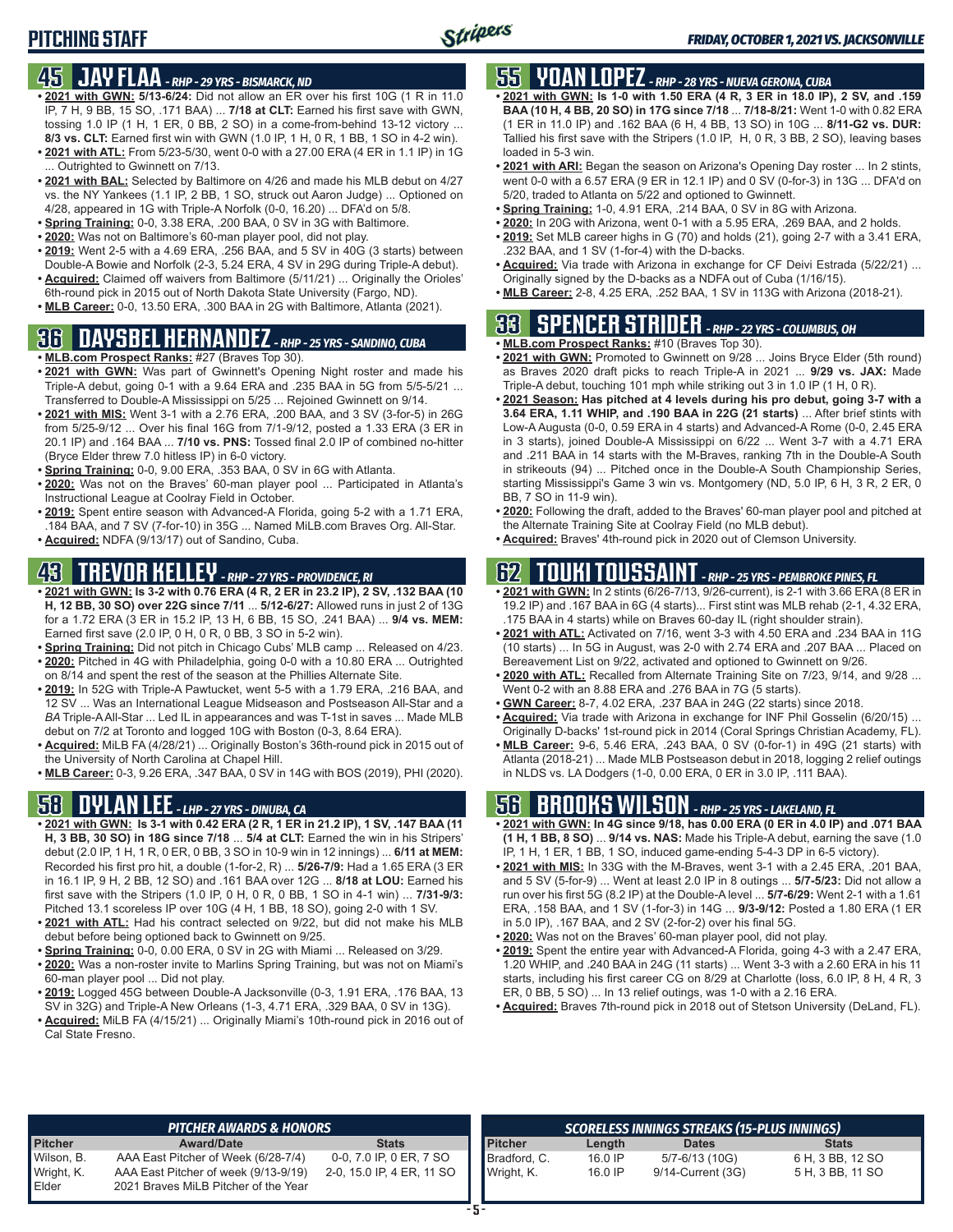# PITCHING STAFF

## 45 JAY FLAA - RHP - 29 YRS - BISMARCK, ND

- **2021 with GWN: 5/13-6/24:** Did not allow an ER over his first 10G (1 R in 11.0 IP, 7 H, 9 BB, 15 SO, .171 BAA) ... **7/18 at CLT:** Earned his first save with GWN, tossing 1.0 IP (1 H, 1 ER, 0 BB, 2 SO) in a come-from-behind 13-12 victory ... **8/3 vs. CLT:** Earned first win with GWN (1.0 IP, 1 H, 0 R, 1 BB, 1 SO in 4-2 win).
- **2021 with ATL:** From 5/23-5/30, went 0-0 with a 27.00 ERA (4 ER in 1.1 IP) in 1G ... Outrighted to Gwinnett on 7/13.
- **2021 with BAL:** Selected by Baltimore on 4/26 and made his MLB debut on 4/27 vs. the NY Yankees (1.1 IP, 2 BB, 1 SO, struck out Aaron Judge) ... Optioned on 4/28, appeared in 1G with Triple-A Norfolk (0-0, 16.20) ... DFA'd on 5/8.
- **Spring Training:** 0-0, 3.38 ERA, .200 BAA, 0 SV in 3G with Baltimore.
- **2020:** Was not on Baltimore's 60-man player pool, did not play.
- **2019:** Went 2-5 with a 4.69 ERA, .256 BAA, and 5 SV in 40G (3 starts) between Double-A Bowie and Norfolk (2-3, 5.24 ERA, 4 SV in 29G during Triple-A debut).
- **Acquired:** Claimed off waivers from Baltimore (5/11/21) ... Originally the Orioles' 6th-round pick in 2015 out of North Dakota State University (Fargo, ND).
- **MLB Career:** 0-0, 13.50 ERA, .300 BAA in 2G with Baltimore, Atlanta (2021).

## 36 DAYSBEL HERNANDEZ - RHP - 25 YRS - SANDINO, CUBA

- **MLB.com Prospect Ranks:** #27 (Braves Top 30).
- **2021 with GWN:** Was part of Gwinnett's Opening Night roster and made his Triple-A debut, going 0-1 with a 9.64 ERA and .235 BAA in 5G from 5/5-5/21 ... Transferred to Double-A Mississippi on 5/25 ... Rejoined Gwinnett on 9/14.
- **2021 with MIS:** Went 3-1 with a 2.76 ERA, .200 BAA, and 3 SV (3-for-5) in 26G from 5/25-9/12 ... Over his final 16G from 7/1-9/12, posted a 1.33 ERA (3 ER in 20.1 IP) and .164 BAA ... **7/10 vs. PNS:** Tossed final 2.0 IP of combined no-hitter (Bryce Elder threw 7.0 hitless IP) in 6-0 victory.
- **Spring Training:** 0-0, 9.00 ERA, .353 BAA, 0 SV in 6G with Atlanta.
- **2020:** Was not on the Braves' 60-man player pool ... Participated in Atlanta's Instructional League at Coolray Field in October.
- **2019:** Spent entire season with Advanced-A Florida, going 5-2 with a 1.71 ERA, .184 BAA, and 7 SV (7-for-10) in 35G ... Named MiLB.com Braves Org. All-Star.
- **Acquired:** NDFA (9/13/17) out of Sandino, Cuba.

## 43 TREVOR KELLEY - RHP - 27 YRS - PROVIDENCE, RI

- **2021 with GWN: Is 3-2 with 0.76 ERA (4 R, 2 ER in 23.2 IP), 2 SV, .132 BAA (10 H, 12 BB, 30 SO) over 22G since 7/11** ... **5/12-6/27:** Allowed runs in just 2 of 13G for a 1.72 ERA (3 ER in 15.2 IP, 13 H, 6 BB, 15 SO, .241 BAA) ... **9/4 vs. MEM:** Earned first save (2.0 IP, 0 H, 0 R, 0 BB, 3 SO in 5-2 win).
- **Spring Training:** Did not pitch in Chicago Cubs' MLB camp ... Released on 4/23.
- **2020:** Pitched in 4G with Philadelphia, going 0-0 with a 10.80 ERA ... Outrighted on 8/14 and spent the rest of the season at the Phillies Alternate Site.
- **2019:** In 52G with Triple-A Pawtucket, went 5-5 with a 1.79 ERA, .216 BAA, and 12 SV ... Was an International League Midseason and Postseason All-Star and a *BA* Triple-A All-Star ... Led IL in appearances and was T-1st in saves ... Made MLB debut on 7/2 at Toronto and logged 10G with Boston (0-3, 8.64 ERA).
- **Acquired:** MiLB FA (4/28/21) ... Originally Boston's 36th-round pick in 2015 out of the University of North Carolina at Chapel Hill.
- **MLB Career:** 0-3, 9.26 ERA, .347 BAA, 0 SV in 14G with BOS (2019), PHI (2020).

## 58 DYLAN LEE - LHP - 27 YRS - DINUBA, CA

- **2021 with GWN: Is 3-1 with 0.42 ERA (2 R, 1 ER in 21.2 IP), 1 SV, .147 BAA (11 H, 3 BB, 30 SO) in 18G since 7/18** ... **5/4 at CLT:** Earned the win in his Stripers' debut (2.0 IP, 1 H, 1 R, 0 ER, 0 BB, 3 SO in 10-9 win in 12 innings) ... **6/11 at MEM:** Recorded his first pro hit, a double (1-for-2, R) ... **5/26-7/9:** Had a 1.65 ERA (3 ER in 16.1 IP, 9 H, 2 BB, 12 SO) and .161 BAA over 12G ... **8/18 at LOU:** Earned his first save with the Stripers (1.0 IP, 0 H, 0 R, 0 BB, 1 SO in 4-1 win) ... **7/31-9/3:** Pitched 13.1 scoreless IP over 10G (4 H, 1 BB, 18 SO), going 2-0 with 1 SV.
- **2021 with ATL:** Had his contract selected on 9/22, but did not make his MLB debut before being optioned back to Gwinnett on 9/25.
- **Spring Training:** 0-0, 0.00 ERA, 0 SV in 2G with Miami ... Released on 3/29.
- **2020:** Was a non-roster invite to Marlins Spring Training, but was not on Miami's 60-man player pool ... Did not play.
- **2019:** Logged 45G between Double-A Jacksonville (0-3, 1.91 ERA, .176 BAA, 13 SV in 32G) and Triple-A New Orleans (1-3, 4.71 ERA, .329 BAA, 0 SV in 13G).
- **Acquired:** MiLB FA (4/15/21) ... Originally Miami's 10th-round pick in 2016 out of Cal State Fresno.

## 55 YOAN LOPEZ - RHP - 28 YRS - NUEVA GERONA, CUBA

- **2021 with GWN: Is 1-0 with 1.50 ERA (4 R, 3 ER in 18.0 IP), 2 SV, and .159 BAA (10 H, 4 BB, 20 SO) in 17G since 7/18** ... **7/18-8/21:** Went 1-0 with 0.82 ERA (1 ER in 11.0 IP) and .162 BAA (6 H, 4 BB, 13 SO) in 10G ... **8/11-G2 vs. DUR:** Tallied his first save with the Stripers (1.0 IP, H, 0 R, 3 BB, 2 SO), leaving bases loaded in 5-3 win.
- **2021 with ARI:** Began the season on Arizona's Opening Day roster ... In 2 stints, went 0-0 with a 6.57 ERA (9 ER in 12.1 IP) and 0 SV (0-for-3) in 13G ... DFA'd on 5/20, traded to Atlanta on 5/22 and optioned to Gwinnett.
- **Spring Training:** 1-0, 4.91 ERA, .214 BAA, 0 SV in 8G with Arizona.
- **2020:** In 20G with Arizona, went 0-1 with a 5.95 ERA, .269 BAA, and 2 holds.
- **2019:** Set MLB career highs in G (70) and holds (21), going 2-7 with a 3.41 ERA, .232 BAA, and 1 SV (1-for-4) with the D-backs.
- **Acquired:** Via trade with Arizona in exchange for CF Deivi Estrada (5/22/21) ... Originally signed by the D-backs as a NDFA out of Cuba (1/16/15).
- **MLB Career:** 2-8, 4.25 ERA, .252 BAA, 1 SV in 113G with Arizona (2018-21).

## 33 SPENCER STRIDER - RHP - 22 YRS - COLUMBUS, OH

- **MLB.com Prospect Ranks:** #10 (Braves Top 30).
- **2021 with GWN:** Promoted to Gwinnett on 9/28 ... Joins Bryce Elder (5th round) as Braves 2020 draft picks to reach Triple-A in 2021 ... **9/29 vs. JAX:** Made Triple-A debut, touching 101 mph while striking out 3 in 1.0 IP (1 H, 0 R).
- **2021 Season: Has pitched at 4 levels during his pro debut, going 3-7 with a 3.64 ERA, 1.11 WHIP, and .190 BAA in 22G (21 starts)** ... After brief stints with Low-A Augusta (0-0, 0.59 ERA in 4 starts) and Advanced-A Rome (0-0, 2.45 ERA in 3 starts), joined Double-A Mississippi on 6/22 ... Went 3-7 with a 4.71 ERA and .211 BAA in 14 starts with the M-Braves, ranking 7th in the Double-A South in strikeouts (94) ... Pitched once in the Double-A South Championship Series, starting Mississippi's Game 3 win vs. Montgomery (ND, 5.0 IP, 6 H, 3 R, 2 ER, 0 BB, 7 SO in 11-9 win).
- **2020:** Following the draft, added to the Braves' 60-man player pool and pitched at the Alternate Training Site at Coolray Field (no MLB debut).
- **Acquired:** Braves' 4th-round pick in 2020 out of Clemson University.

## 62 TOUKI TOUSSAINT - RHP - 25 YRS - PEMBROKE PINES, FL

- **2021 with GWN:** In 2 stints (6/26-7/13, 9/26-current), is 2-1 with 3.66 ERA (8 ER in 19.2 IP) and .167 BAA in 6G (4 starts)... First stint was MLB rehab (2-1, 4.32 ERA, .175 BAA in 4 starts) while on Braves 60-day IL (right shoulder strain).
- **2021 with ATL:** Activated on 7/16, went 3-3 with 4.50 ERA and .234 BAA in 11G (10 starts) ... In 5G in August, was 2-0 with 2.74 ERA and .207 BAA ... Placed on Bereavement List on 9/22, activated and optioned to Gwinnett on 9/26.
- **2020 with ATL:** Recalled from Alternate Training Site on 7/23, 9/14, and 9/28 ... Went 0-2 with an 8.88 ERA and .276 BAA in 7G (5 starts).
- **GWN Career:** 8-7, 4.02 ERA, .237 BAA in 24G (22 starts) since 2018.
- **Acquired:** Via trade with Arizona in exchange for INF Phil Gosselin (6/20/15) ... Originally D-backs' 1st-round pick in 2014 (Coral Springs Christian Academy, FL).
- **MLB Career:** 9-6, 5.46 ERA, .243 BAA, 0 SV (0-for-1) in 49G (21 starts) with Atlanta (2018-21) ... Made MLB Postseason debut in 2018, logging 2 relief outings in NLDS vs. LA Dodgers (1-0, 0.00 ERA, 0 ER in 3.0 IP, .111 BAA).

## 56 BROOKS WILSON - RHP - 25 YRS - LAKELAND, FL

- **2021 with GWN: In 4G since 9/18, has 0.00 ERA (0 ER in 4.0 IP) and .071 BAA (1 H, 1 BB, 8 SO)** ... **9/14 vs. NAS:** Made his Triple-A debut, earning the save (1.0 IP, 1 H, 1 ER, 1 BB, 1 SO, induced game-ending 5-4-3 DP in 6-5 victory).
- **2021 with MIS:** In 33G with the M-Braves, went 3-1 with a 2.45 ERA, .201 BAA, and 5 SV (5-for-9) ... Went at least 2.0 IP in 8 outings ... **5/7-5/23:** Did not allow a run over his first 5G (8.2 IP) at the Double-A level ... **5/7-6/29:** Went 2-1 with a 1.61 ERA, .158 BAA, and 1 SV (1-for-3) in 14G ... **9/3-9/12:** Posted a 1.80 ERA (1 ER in 5.0 IP), .167 BAA, and 2 SV (2-for-2) over his final 5G.
- **2020:** Was not on the Braves' 60-man player pool, did not play.
- **2019:** Spent the entire year with Advanced-A Florida, going 4-3 with a 2.47 ERA, 1.20 WHIP, and .240 BAA in 24G (11 starts) ... Went 3-3 with a 2.60 ERA in his 11 starts, including his first career CG on 8/29 at Charlotte (loss, 6.0 IP, 8 H, 4 R, 3 ER, 0 BB, 5 SO) ... In 13 relief outings, was 1-0 with a 2.16 ERA.
- **Acquired:** Braves 7th-round pick in 2018 out of Stetson University (DeLand, FL).

### PITCHER AWARDS & HONORS

| Pitcher | Award/Date | Stats |
|---|---|---|
| Wilson, B. | AAA East Pitcher of Week (6/28-7/4) | 0-0, 7.0 IP, 0 ER, 7 SO |
| Wright, K. | AAA East Pitcher of week (9/13-9/19) | 2-0, 15.0 IP, 4 ER, 11 SO |
| Elder | 2021 Braves MiLB Pitcher of the Year | |

### SCORELESS INNINGS STREAKS (15-PLUS INNINGS)

| Pitcher | Length | Dates | Stats |
|---|---|---|---|
| Bradford, C. | 16.0 IP | 5/7-6/13 (10G) | 6 H, 3 BB, 12 SO |
| Wright, K. | 16.0 IP | 9/14-Current (3G) | 5 H, 3 BB, 11 SO |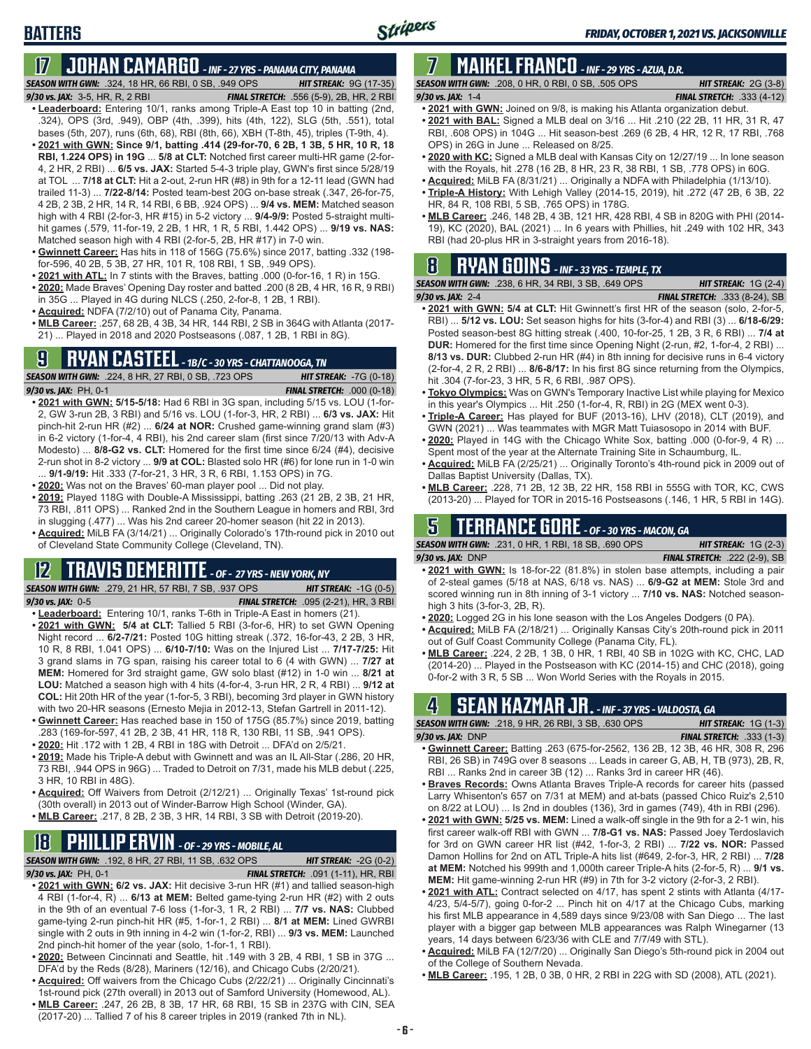# BATTERS

## 17 JOHAN CAMARGO - INF - 27 YRS - PANAMA CITY, PANAMA

**SEASON WITH GWN:** .324, 18 HR, 66 RBI, 0 SB, .949 OPS | **HIT STREAK:** 9G (17-35)
**9/30 vs. JAX:** 3-5, HR, R, 2 RBI | **FINAL STRETCH:** .556 (5-9), 2B, HR, 2 RBI

- **Leaderboard:** Entering 10/1, ranks among Triple-A East top 10 in batting (2nd, .324), OPS (3rd, .949), OBP (4th, .399), hits (4th, 122), SLG (5th, .551), total bases (5th, 207), runs (6th, 68), RBI (8th, 66), XBH (T-8th, 45), triples (T-9th, 4).
- **2021 with GWN: Since 9/1, batting .414 (29-for-70, 6 2B, 1 3B, 5 HR, 10 R, 18 RBI, 1.224 OPS) in 19G** ... **5/8 at CLT:** Notched first career multi-HR game (2-for-4, 2 HR, 2 RBI) ... **6/5 vs. JAX:** Started 5-4-3 triple play, GWN's first since 5/28/19 at TOL ... **7/18 at CLT:** Hit a 2-out, 2-run HR (#8) in 9th for a 12-11 lead (GWN had trailed 11-3) ... **7/22-8/14:** Posted team-best 20G on-base streak (.347, 26-for-75, 4 2B, 2 3B, 2 HR, 14 R, 14 RBI, 6 BB, .924 OPS) ... **9/4 vs. MEM:** Matched season high with 4 RBI (2-for-3, HR #15) in 5-2 victory ... **9/4-9/9:** Posted 5-straight multi-hit games (.579, 11-for-19, 2 2B, 1 HR, 1 R, 5 RBI, 1.442 OPS) ... **9/19 vs. NAS:** Matched season high with 4 RBI (2-for-5, 2B, HR #17) in 7-0 win.
- **Gwinnett Career:** Has hits in 118 of 156G (75.6%) since 2017, batting .332 (198-for-596, 40 2B, 5 3B, 27 HR, 101 R, 108 RBI, 1 SB, .949 OPS).
- **2021 with ATL:** In 7 stints with the Braves, batting .000 (0-for-16, 1 R) in 15G.
- **2020:** Made Braves' Opening Day roster and batted .200 (8 2B, 4 HR, 16 R, 9 RBI) in 35G ... Played in 4G during NLCS (.250, 2-for-8, 1 2B, 1 RBI).
- **Acquired:** NDFA (7/2/10) out of Panama City, Panama.
- **MLB Career:** .257, 68 2B, 4 3B, 34 HR, 144 RBI, 2 SB in 364G with Atlanta (2017-21) ... Played in 2018 and 2020 Postseasons (.087, 1 2B, 1 RBI in 8G).

## 9 RYAN CASTEEL - 1B/C - 30 YRS - CHATTANOOGA, TN

**SEASON WITH GWN:** .224, 8 HR, 27 RBI, 0 SB, .723 OPS | **HIT STREAK:** -7G (0-18)
**9/30 vs. JAX:** PH, 0-1 | **FINAL STRETCH:** .000 (0-18)

- **2021 with GWN: 5/15-5/18:** Had 6 RBI in 3G span, including 5/15 vs. LOU (1-for-2, GW 3-run 2B, 3 RBI) and 5/16 vs. LOU (1-for-3, HR, 2 RBI) ... **6/3 vs. JAX:** Hit pinch-hit 2-run HR (#2) ... **6/24 at NOR:** Crushed game-winning grand slam (#3) in 6-2 victory (1-for-4, 4 RBI), his 2nd career slam (first since 7/20/13 with Adv-A Modesto) ... **8/8-G2 vs. CLT:** Homered for the first time since 6/24 (#4), decisive 2-run shot in 8-2 victory ... **9/9 at COL:** Blasted solo HR (#6) for lone run in 1-0 win ... **9/1-9/19:** Hit .333 (7-for-21, 3 HR, 3 R, 6 RBI, 1.153 OPS) in 7G.
- **2020:** Was not on the Braves' 60-man player pool ... Did not play.
- **2019:** Played 118G with Double-A Mississippi, batting .263 (21 2B, 2 3B, 21 HR, 73 RBI, .811 OPS) ... Ranked 2nd in the Southern League in homers and RBI, 3rd in slugging (.477) ... Was his 2nd career 20-homer season (hit 22 in 2013).
- **Acquired:** MiLB FA (3/14/21) ... Originally Colorado's 17th-round pick in 2010 out of Cleveland State Community College (Cleveland, TN).

## 12 TRAVIS DEMERITTE - OF - 27 YRS - NEW YORK, NY

**SEASON WITH GWN:** .279, 21 HR, 57 RBI, 7 SB, .937 OPS | **HIT STREAK:** -1G (0-5)
**9/30 vs. JAX:** 0-5 | **FINAL STRETCH:** .095 (2-21), HR, 3 RBI

- **Leaderboard:** Entering 10/1, ranks T-6th in Triple-A East in homers (21).
- **2021 with GWN: 5/4 at CLT:** Tallied 5 RBI (3-for-6, HR) to set GWN Opening Night record ... **6/2-7/21:** Posted 10G hitting streak (.372, 16-for-43, 2 2B, 3 HR, 10 R, 8 RBI, 1.041 OPS) ... **6/10-7/10:** Was on the Injured List ... **7/17-7/25:** Hit 3 grand slams in 7G span, raising his career total to 6 (4 with GWN) ... **7/27 at MEM:** Homered for 3rd straight game, GW solo blast (#12) in 1-0 win ... **8/21 at LOU:** Matched a season high with 4 hits (4-for-4, 3-run HR, 2 R, 4 RBI) ... **9/12 at COL:** Hit 20th HR of the year (1-for-5, 3 RBI), becoming 3rd player in GWN history with two 20-HR seasons (Ernesto Mejia in 2012-13, Stefan Gartrell in 2011-12).
- **Gwinnett Career:** Has reached base in 150 of 175G (85.7%) since 2019, batting .283 (169-for-597, 41 2B, 2 3B, 41 HR, 118 R, 130 RBI, 11 SB, .941 OPS).
- **2020:** Hit .172 with 1 2B, 4 RBI in 18G with Detroit ... DFA'd on 2/5/21.
- **2019:** Made his Triple-A debut with Gwinnett and was an IL All-Star (.286, 20 HR, 73 RBI, .944 OPS in 96G) ... Traded to Detroit on 7/31, made his MLB debut (.225, 3 HR, 10 RBI in 48G).
- **Acquired:** Off Waivers from Detroit (2/12/21) ... Originally Texas' 1st-round pick (30th overall) in 2013 out of Winder-Barrow High School (Winder, GA).
- **MLB Career:** .217, 8 2B, 2 3B, 3 HR, 14 RBI, 3 SB with Detroit (2019-20).

## 18 PHILLIP ERVIN - OF - 29 YRS - MOBILE, AL

**SEASON WITH GWN:** .192, 8 HR, 27 RBI, 11 SB, .632 OPS | **HIT STREAK:** -2G (0-2)
**9/30 vs. JAX:** PH, 0-1 | **FINAL STRETCH:** .091 (1-11), HR, RBI

- **2021 with GWN: 6/2 vs. JAX:** Hit decisive 3-run HR (#1) and tallied season-high 4 RBI (1-for-4, R) ... **6/13 at MEM:** Belted game-tying 2-run HR (#2) with 2 outs in the 9th of an eventual 7-6 loss (1-for-3, 1 R, 2 RBI) ... **7/7 vs. NAS:** Clubbed game-tying 2-run pinch-hit HR (#5, 1-for-1, 2 RBI) ... **8/1 at MEM:** Lined GWRBI single with 2 outs in 9th inning in 4-2 win (1-for-2, RBI) ... **9/3 vs. MEM:** Launched 2nd pinch-hit homer of the year (solo, 1-for-1, 1 RBI).
- **2020:** Between Cincinnati and Seattle, hit .149 with 3 2B, 4 RBI, 1 SB in 37G ... DFA'd by the Reds (8/28), Mariners (12/16), and Chicago Cubs (2/20/21).
- **Acquired:** Off waivers from the Chicago Cubs (2/22/21) ... Originally Cincinnati's 1st-round pick (27th overall) in 2013 out of Samford University (Homewood, AL).
- **MLB Career:** .247, 26 2B, 8 3B, 17 HR, 68 RBI, 15 SB in 237G with CIN, SEA (2017-20) ... Tallied 7 of his 8 career triples in 2019 (ranked 7th in NL).

## 7 MAIKEL FRANCO - INF - 29 YRS - AZUA, D.R.

**SEASON WITH GWN:** .208, 0 HR, 0 RBI, 0 SB, .505 OPS | **HIT STREAK:** 2G (3-8)
**9/30 vs. JAX:** 1-4 | **FINAL STRETCH:** .333 (4-12)

- **2021 with GWN:** Joined on 9/8, is making his Atlanta organization debut.
- **2021 with BAL:** Signed a MLB deal on 3/16 ... Hit .210 (22 2B, 11 HR, 31 R, 47 RBI, .608 OPS) in 104G ... Hit season-best .269 (6 2B, 4 HR, 12 R, 17 RBI, .768 OPS) in 26G in June ... Released on 8/25.
- **2020 with KC:** Signed a MLB deal with Kansas City on 12/27/19 ... In lone season with the Royals, hit .278 (16 2B, 8 HR, 23 R, 38 RBI, 1 SB, .778 OPS) in 60G.
- **Acquired:** MiLB FA (8/31/21) ... Originally a NDFA with Philadelphia (1/13/10).
- **Triple-A History:** With Lehigh Valley (2014-15, 2019), hit .272 (47 2B, 6 3B, 22 HR, 84 R, 108 RBI, 5 SB, .765 OPS) in 178G.
- **MLB Career:** .246, 148 2B, 4 3B, 121 HR, 428 RBI, 4 SB in 820G with PHI (2014-19), KC (2020), BAL (2021) ... In 6 years with Phillies, hit .249 with 102 HR, 343 RBI (had 20-plus HR in 3-straight years from 2016-18).

## 8 RYAN GOINS - INF - 33 YRS - TEMPLE, TX

**SEASON WITH GWN:** .238, 6 HR, 34 RBI, 3 SB, .649 OPS | **HIT STREAK:** 1G (2-4)
**9/30 vs. JAX:** 2-4 | **FINAL STRETCH:** .333 (8-24), SB

- **2021 with GWN: 5/4 at CLT:** Hit Gwinnett's first HR of the season (solo, 2-for-5, RBI) ... **5/12 vs. LOU:** Set season highs for hits (3-for-4) and RBI (3) ... **6/18-6/29:** Posted season-best 8G hitting streak (.400, 10-for-25, 1 2B, 3 R, 6 RBI) ... **7/4 at DUR:** Homered for the first time since Opening Night (2-run, #2, 1-for-4, 2 RBI) ... **8/13 vs. DUR:** Clubbed 2-run HR (#4) in 8th inning for decisive runs in 6-4 victory (2-for-4, 2 R, 2 RBI) ... **8/6-8/17:** In his first 8G since returning from the Olympics, hit .304 (7-for-23, 3 HR, 5 R, 6 RBI, .987 OPS).
- **Tokyo Olympics:** Was on GWN's Temporary Inactive List while playing for Mexico in this year's Olympics ... Hit .250 (1-for-4, R, RBI) in 2G (MEX went 0-3).
- **Triple-A Career:** Has played for BUF (2013-16), LHV (2018), CLT (2019), and GWN (2021) ... Was teammates with MGR Matt Tuiasosopo in 2014 with BUF.
- **2020:** Played in 14G with the Chicago White Sox, batting .000 (0-for-9, 4 R) ... Spent most of the year at the Alternate Training Site in Schaumburg, IL.
- **Acquired:** MiLB FA (2/25/21) ... Originally Toronto's 4th-round pick in 2009 out of Dallas Baptist University (Dallas, TX).
- **MLB Career:** .228, 71 2B, 12 3B, 22 HR, 158 RBI in 555G with TOR, KC, CWS (2013-20) ... Played for TOR in 2015-16 Postseasons (.146, 1 HR, 5 RBI in 14G).

## 5 TERRANCE GORE - OF - 30 YRS - MACON, GA

**SEASON WITH GWN:** .231, 0 HR, 1 RBI, 18 SB, .690 OPS | **HIT STREAK:** 1G (2-3)
**9/30 vs. JAX:** DNP | **FINAL STRETCH:** .222 (2-9), SB

- **2021 with GWN:** Is 18-for-22 (81.8%) in stolen base attempts, including a pair of 2-steal games (5/18 at NAS, 6/18 vs. NAS) ... **6/9-G2 at MEM:** Stole 3rd and scored winning run in 8th inning of 3-1 victory ... **7/10 vs. NAS:** Notched season-high 3 hits (3-for-3, 2B, R).
- **2020:** Logged 2G in his lone season with the Los Angeles Dodgers (0 PA).
- **Acquired:** MiLB FA (2/18/21) ... Originally Kansas City's 20th-round pick in 2011 out of Gulf Coast Community College (Panama City, FL).
- **MLB Career:** .224, 2 2B, 1 3B, 0 HR, 1 RBI, 40 SB in 102G with KC, CHC, LAD (2014-20) ... Played in the Postseason with KC (2014-15) and CHC (2018), going 0-for-2 with 3 R, 5 SB ... Won World Series with the Royals in 2015.

## 4 SEAN KAZMAR JR. - INF - 37 YRS - VALDOSTA, GA

**SEASON WITH GWN:** .218, 9 HR, 26 RBI, 3 SB, .630 OPS | **HIT STREAK:** 1G (1-3)
**9/30 vs. JAX:** DNP | **FINAL STRETCH:** .333 (1-3)

- **Gwinnett Career:** Batting .263 (675-for-2562, 136 2B, 12 3B, 46 HR, 308 R, 296 RBI, 26 SB) in 749G over 8 seasons ... Leads in career G, AB, H, TB (973), 2B, R, RBI ... Ranks 2nd in career 3B (12) ... Ranks 3rd in career HR (46).
- **Braves Records:** Owns Atlanta Braves Triple-A records for career hits (passed Larry Whisenton's 657 on 7/31 at MEM) and at-bats (passed Chico Ruiz's 2,510 on 8/22 at LOU) ... Is 2nd in doubles (136), 3rd in games (749), 4th in RBI (296).
- **2021 with GWN: 5/25 vs. MEM:** Lined a walk-off single in the 9th for a 2-1 win, his first career walk-off RBI with GWN ... **7/8-G1 vs. NAS:** Passed Joey Terdoslavich for 3rd on GWN career HR list (#42, 1-for-3, 2 RBI) ... **7/22 vs. NOR:** Passed Damon Hollins for 2nd on ATL Triple-A hits list (#649, 2-for-3, HR, 2 RBI) ... **7/28 at MEM:** Notched his 999th and 1,000th career Triple-A hits (2-for-5, R) ... **9/1 vs. MEM:** Hit game-winning 2-run HR (#9) in 7th for 3-2 victory (2-for-3, 2 RBI).
- **2021 with ATL:** Contract selected on 4/17, has spent 2 stints with Atlanta (4/17-4/23, 5/4-5/7), going 0-for-2 ... Pinch hit on 4/17 at the Chicago Cubs, marking his first MLB appearance in 4,589 days since 9/23/08 with San Diego ... The last player with a bigger gap between MLB appearances was Ralph Winegarner (13 years, 14 days between 6/23/36 with CLE and 7/7/49 with STL).
- **Acquired:** MiLB FA (12/7/20) ... Originally San Diego's 5th-round pick in 2004 out of the College of Southern Nevada.
- **MLB Career:** .195, 1 2B, 0 3B, 0 HR, 2 RBI in 22G with SD (2008), ATL (2021).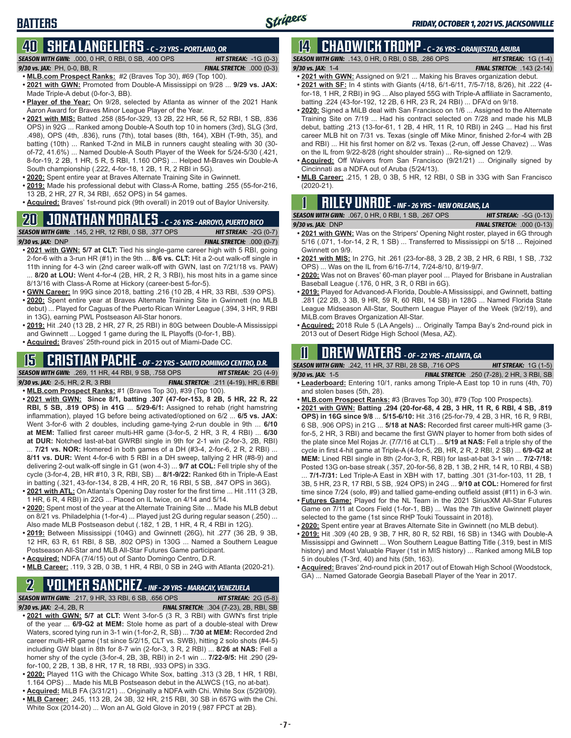## 40 SHEA LANGELIERS - C - 23 YRS - PORTLAND, OR

**SEASON WITH GWN:** .000, 0 HR, 0 RBI, 0 SB, .400 OPS | **HIT STREAK:** -1G (0-3)
**9/30 vs. JAX:** PH, 0-0, BB, R | **FINAL STRETCH:** .000 (0-3)

- **MLB.com Prospect Ranks:** #2 (Braves Top 30), #69 (Top 100).
- **2021 with GWN:** Promoted from Double-A Mississippi on 9/28 ... **9/29 vs. JAX:** Made Triple-A debut (0-for-3, BB).
- **Player of the Year:** On 9/28, selected by Atlanta as winner of the 2021 Hank Aaron Award for Braves Minor League Player of the Year.
- **2021 with MIS:** Batted .258 (85-for-329, 13 2B, 22 HR, 56 R, 52 RBI, 1 SB, .836 OPS) in 92G ... Ranked among Double-A South top 10 in homers (3rd), SLG (3rd, .498), OPS (4th, .836), runs (7th), total bases (8th, 164), XBH (T-9th, 35), and batting (10th) ... Ranked T-2nd in MiLB in runners caught stealing with 30 (30-of-72, 41.6%) ... Named Double-A South Player of the Week for 5/24-5/30 (.421, 8-for-19, 2 2B, 1 HR, 5 R, 5 RBI, 1.160 OPS) ... Helped M-Braves win Double-A South championship (.222, 4-for-18, 1 2B, 1 R, 2 RBI in 5G).
- **2020:** Spent entire year at Braves Alternate Training Site in Gwinnett.
- **2019:** Made his professional debut with Class-A Rome, batting .255 (55-for-216, 13 2B, 2 HR, 27 R, 34 RBI, .652 OPS) in 54 games.
- **Acquired:** Braves' 1st-round pick (9th overall) in 2019 out of Baylor University.

## 20 JONATHAN MORALES - C - 26 YRS - ARROYO, PUERTO RICO

**SEASON WITH GWN:** .145, 2 HR, 12 RBI, 0 SB, .377 OPS | **HIT STREAK:** -2G (0-7)
**9/30 vs. JAX:** DNP | **FINAL STRETCH:** .000 (0-7)

- **2021 with GWN: 5/7 at CLT:** Tied his single-game career high with 5 RBI, going 2-for-6 with a 3-run HR (#1) in the 9th ... **8/6 vs. CLT:** Hit a 2-out walk-off single in 11th inning for 4-3 win (2nd career walk-off with GWN, last on 7/21/18 vs. PAW) ... **8/20 at LOU:** Went 4-for-4 (2B, HR, 2 R, 3 RBI), his most hits in a game since 8/13/16 with Class-A Rome at Hickory (career-best 5-for-5).
- **GWN Career:** In 99G since 2018, batting .216 (10 2B, 4 HR, 33 RBI, .539 OPS).
- **2020:** Spent entire year at Braves Alternate Training Site in Gwinnett (no MLB debut) ... Played for Caguas of the Puerto Rican Winter League (.394, 3 HR, 9 RBI in 13G), earning PWL Postseason All-Star honors.
- **2019:** Hit .240 (13 2B, 2 HR, 27 R, 25 RBI) in 80G between Double-A Mississippi and Gwinnett ... Logged 1 game during the IL Playoffs (0-for-1, BB).
- **Acquired:** Braves' 25th-round pick in 2015 out of Miami-Dade CC.

## 15 CRISTIAN PACHE - OF - 22 YRS - SANTO DOMINGO CENTRO, D.R.

**SEASON WITH GWN:** .269, 11 HR, 44 RBI, 9 SB, .758 OPS | **HIT STREAK:** 2G (4-9)
**9/30 vs. JAX:** 2-5, HR, 2 R, 3 RBI | **FINAL STRETCH:** .211 (4-19), HR, 6 RBI

- **MLB.com Prospect Ranks:** #1 (Braves Top 30), #39 (Top 100).
- **2021 with GWN: Since 8/1, batting .307 (47-for-153, 8 2B, 5 HR, 22 R, 22 RBI, 5 SB, .819 OPS) in 41G** ... **5/29-6/1:** Assigned to rehab (right hamstring inflammation), played 1G before being activated/optioned on 6/2 ... **6/5 vs. JAX:** Went 3-for-6 with 2 doubles, including game-tying 2-run double in 9th ... **6/10 at MEM:** Tallied first career multi-HR game (3-for-5, 2 HR, 3 R, 4 RBI) ... **6/30 at DUR:** Notched last-at-bat GWRBI single in 9th for 2-1 win (2-for-3, 2B, RBI) ... **7/21 vs. NOR:** Homered in both games of a DH (#3-4, 2-for-6, 2 R, 2 RBI) ... **8/11 vs. DUR:** Went 4-for-6 with 5 RBI in a DH sweep, tallying 2 HR (#8-9) and delivering 2-out walk-off single in G1 (won 4-3) ... **9/7 at COL:** Fell triple shy of the cycle (3-for-4, 2B, HR #10, 3 R, RBI, SB) ... **8/1-9/22:** Ranked 6th in Triple-A East in batting (.321, 43-for-134, 8 2B, 4 HR, 20 R, 16 RBI, 5 SB, .847 OPS in 36G).
- **2021 with ATL:** On Atlanta's Opening Day roster for the first time ... Hit .111 (3 2B, 1 HR, 6 R, 4 RBI) in 22G ... Placed on IL twice, on 4/14 and 5/14.
- **2020:** Spent most of the year at the Alternate Training Site ... Made his MLB debut on 8/21 vs. Philadelphia (1-for-4) ... Played just 2G during regular season (.250) ... Also made MLB Postseason debut (.182, 1 2B, 1 HR, 4 R, 4 RBI in 12G).
- **2019:** Between Mississippi (104G) and Gwinnett (26G), hit .277 (36 2B, 9 3B, 12 HR, 63 R, 61 RBI, 8 SB, .802 OPS) in 130G ... Named a Southern League Postseason All-Star and MLB All-Star Futures Game participant.
- **Acquired:** NDFA (7/4/15) out of Santo Domingo Centro, D.R.
- **MLB Career:** .119, 3 2B, 0 3B, 1 HR, 4 RBI, 0 SB in 24G with Atlanta (2020-21).

## 2 YOLMER SANCHEZ - INF - 29 YRS - MARACAY, VENEZUELA

**SEASON WITH GWN:** .217, 9 HR, 33 RBI, 6 SB, .656 OPS | **HIT STREAK:** 2G (5-8)
**9/30 vs. JAX:** 2-4, 2B, R | **FINAL STRETCH:** .304 (7-23), 2B, RBI, SB

- **2021 with GWN: 5/7 at CLT:** Went 3-for-5 (3 R, 3 RBI) with GWN's first triple of the year ... **6/9-G2 at MEM:** Stole home as part of a double-steal with Drew Waters, scored tying run in 3-1 win (1-for-2, R, SB) ... **7/30 at MEM:** Recorded 2nd career multi-HR game (1st since 5/2/15, CLT vs. SWB), hitting 2 solo shots (#4-5) including GW blast in 8th for 8-7 win (2-for-3, 3 R, 2 RBI) ... **8/26 at NAS:** Fell a homer shy of the cycle (3-for-4, 2B, 3B, RBI) in 2-1 win ... **7/22-9/5:** Hit .290 (29-for-100, 2 2B, 1 3B, 8 HR, 17 R, 18 RBI, .933 OPS) in 33G.
- **2020:** Played 11G with the Chicago White Sox, batting .313 (3 2B, 1 HR, 1 RBI, 1.164 OPS) ... Made his MLB Postseason debut in the ALWCS (1G, no at-bat).
- **Acquired:** MiLB FA (3/31/21) ... Originally a NDFA with Chi. White Sox (5/29/09).
- **MLB Career:** .245, 113 2B, 24 3B, 32 HR, 215 RBI, 30 SB in 657G with the Chi. White Sox (2014-20) ... Won an AL Gold Glove in 2019 (.987 FPCT at 2B).

## 14 CHADWICK TROMP - C - 26 YRS - ORANJESTAD, ARUBA

**SEASON WITH GWN:** .143, 0 HR, 0 RBI, 0 SB, .286 OPS | **HIT STREAK:** 1G (1-4)
**9/30 vs. JAX:** 1-4 | **FINAL STRETCH:** .143 (2-14)

- **2021 with GWN:** Assigned on 9/21 ... Making his Braves organization debut.
- **2021 with SF:** In 4 stints with Giants (4/18, 6/1-6/11, 7/5-7/18, 8/26), hit .222 (4-for-18, 1 HR, 2 RBI) in 9G ... Also played 55G with Triple-A affiliate in Sacramento, batting .224 (43-for-192, 12 2B, 6 HR, 23 R, 24 RBI) ... DFA'd on 9/18.
- **2020:** Signed a MiLB deal with San Francisco on 1/6 ... Assigned to the Alternate Training Site on 7/19 ... Had his contract selected on 7/28 and made his MLB debut, batting .213 (13-for-61, 1 2B, 4 HR, 11 R, 10 RBI) in 24G ... Had his first career MLB hit on 7/31 vs. Texas (single off Mike Minor, finished 2-for-4 with 2B and RBI) ... Hit his first homer on 8/2 vs. Texas (2-run, off Jesse Chavez) ... Was on the IL from 9/22-8/28 (right shoulder strain) ... Re-signed on 12/9.
- **Acquired:** Off Waivers from San Francisco (9/21/21) ... Originally signed by Cincinnati as a NDFA out of Aruba (5/24/13).
- **MLB Career:** .215, 1 2B, 0 3B, 5 HR, 12 RBI, 0 SB in 33G with San Francisco (2020-21).

## 1 RILEY UNROE - INF - 26 YRS - NEW ORLEANS, LA

**SEASON WITH GWN:** .067, 0 HR, 0 RBI, 1 SB, .267 OPS | **HIT STREAK:** -5G (0-13)
**9/30 vs. JAX:** DNP | **FINAL STRETCH:** .000 (0-13)

- **2021 with GWN:** Was on the Stripers' Opening Night roster, played in 6G through 5/16 (.071, 1-for-14, 2 R, 1 SB) ... Transferred to Mississippi on 5/18 ... Rejoined Gwinnett on 9/9.
- **2021 with MIS:** In 27G, hit .261 (23-for-88, 3 2B, 2 3B, 2 HR, 6 RBI, 1 SB, .732 OPS) ... Was on the IL from 6/16-7/14, 7/24-8/10, 8/19-9/7.
- **2020:** Was not on Braves' 60-man player pool ... Played for Brisbane in Australian Baseball League (.176, 0 HR, 3 R, 0 RBI in 6G).
- **2019:** Played for Advanced-A Florida, Double-A Mississippi, and Gwinnett, batting .281 (22 2B, 3 3B, 9 HR, 59 R, 60 RBI, 14 SB) in 128G ... Named Florida State League Midseason All-Star, Southern League Player of the Week (9/2/19), and MiLB.com Braves Organization All-Star.
- **Acquired:** 2018 Rule 5 (LA Angels) ... Originally Tampa Bay's 2nd-round pick in 2013 out of Desert Ridge High School (Mesa, AZ).

## 11 DREW WATERS - OF - 22 YRS - ATLANTA, GA

**SEASON WITH GWN:** .242, 11 HR, 37 RBI, 28 SB, .716 OPS | **HIT STREAK:** 1G (1-5)
**9/30 vs. JAX:** 1-5 | **FINAL STRETCH:** .250 (7-28), 2 HR, 3 RBI, SB

- **Leaderboard:** Entering 10/1, ranks among Triple-A East top 10 in runs (4th, 70) and stolen bases (5th, 28).
- **MLB.com Prospect Ranks:** #3 (Braves Top 30), #79 (Top 100 Prospects).
- **2021 with GWN: Batting .294 (20-for-68, 4 2B, 3 HR, 11 R, 6 RBI, 4 SB, .819 OPS) in 16G since 9/8** ... **5/15-6/10:** Hit .316 (25-for-79, 4 2B, 3 HR, 16 R, 9 RBI, 6 SB, .906 OPS) in 21G ... **5/18 at NAS:** Recorded first career multi-HR game (3-for-5, 2 HR, 3 RBI) and became the first GWN player to homer from both sides of the plate since Mel Rojas Jr. (7/7/16 at CLT) ... **5/19 at NAS:** Fell a triple shy of the cycle in first 4-hit game at Triple-A (4-for-5, 2B, HR, 2 R, 2 RBI, 2 SB) ... **6/9-G2 at MEM:** Lined RBI single in 8th (2-for-3, R, RBI) for last-at-bat 3-1 win ... **7/2-7/18:** Posted 13G on-base streak (.357, 20-for-56, 8 2B, 1 3B, 2 HR, 14 R, 10 RBI, 4 SB) ... **7/1-7/31:** Led Triple-A East in XBH with 17, batting .301 (31-for-103, 11 2B, 1 3B, 5 HR, 23 R, 17 RBI, 5 SB, .924 OPS) in 24G ... **9/10 at COL:** Homered for first time since 7/24 (solo, #9) and tallied game-ending outfield assist (#11) in 6-3 win.
- **Futures Game:** Played for the NL Team in the 2021 SiriusXM All-Star Futures Game on 7/11 at Coors Field (1-for-1, BB) ... Was the 7th active Gwinnett player selected to the game (1st since RHP Touki Toussaint in 2018).
- **2020:** Spent entire year at Braves Alternate Training Site in Gwinnett (no MLB debut).
- **2019:** Hit .309 (40 2B, 9 3B, 7 HR, 80 R, 52 RBI, 16 SB) in 134G with Double-A Mississippi and Gwinnett ... Won Southern League Batting Title (.319, best in MIS history) and Most Valuable Player (1st in MIS history) ... Ranked among MiLB top 5 in doubles (T-3rd, 40) and hits (5th, 163).
- **Acquired:** Braves' 2nd-round pick in 2017 out of Etowah High School (Woodstock, GA) ... Named Gatorade Georgia Baseball Player of the Year in 2017.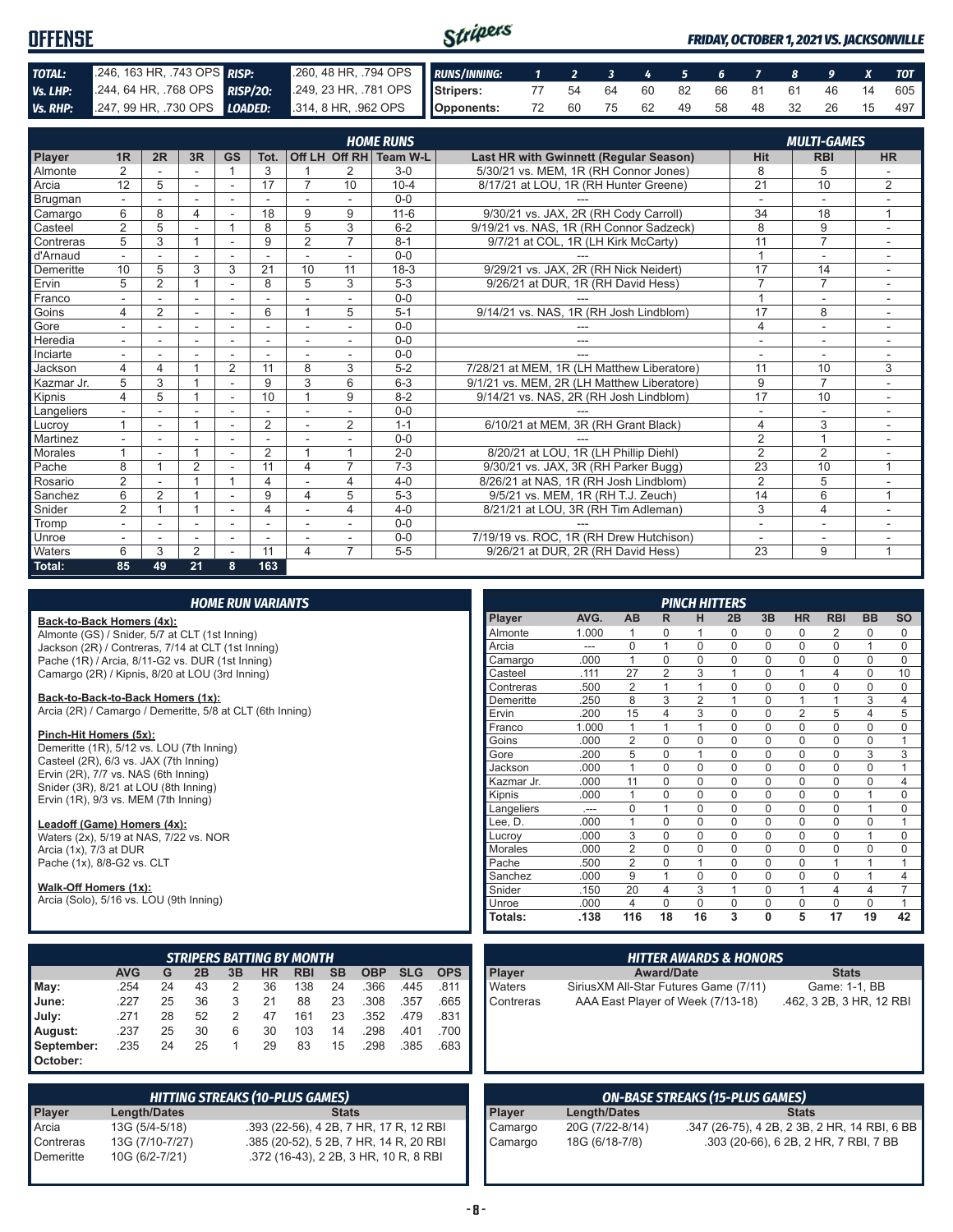# OFFENSE

*FRIDAY, OCTOBER 1, 2021 VS. JACKSONVILLE*

| | | | |
|---|---|---|---|
| **TOTAL:** | .246, 163 HR, .743 OPS | **RISP:** | .260, 48 HR, .794 OPS |
| **Vs. LHP:** | .244, 64 HR, .768 OPS | **RISP/2O:** | .249, 23 HR, .781 OPS |
| **Vs. RHP:** | .247, 99 HR, .730 OPS | **LOADED:** | .314, 8 HR, .962 OPS |

| RUNS/INNING: | 1 | 2 | 3 | 4 | 5 | 6 | 7 | 8 | 9 | X | TOT |
|---|---|---|---|---|---|---|---|---|---|---|---|
| Stripers: | 77 | 54 | 64 | 60 | 82 | 66 | 81 | 61 | 46 | 14 | 605 |
| Opponents: | 72 | 60 | 75 | 62 | 49 | 58 | 48 | 32 | 26 | 15 | 497 |

## HOME RUNS / MULTI-GAMES

| Player | 1R | 2R | 3R | GS | Tot. | Off LH | Off RH | Team W-L | Last HR with Gwinnett (Regular Season) | Hit | RBI | HR |
|---|---|---|---|---|---|---|---|---|---|---|---|---|
| Almonte | 2 | - | - | 1 | 3 | 1 | 2 | 3-0 | 5/30/21 vs. MEM, 1R (RH Connor Jones) | 8 | 5 | - |
| Arcia | 12 | 5 | - | - | 17 | 7 | 10 | 10-4 | 8/17/21 at LOU, 1R (RH Hunter Greene) | 21 | 10 | 2 |
| Brugman | - | - | - | - | - | - | - | 0-0 | --- | - | - | - |
| Camargo | 6 | 8 | 4 | - | 18 | 9 | 9 | 11-6 | 9/30/21 vs. JAX, 2R (RH Cody Carroll) | 34 | 18 | 1 |
| Casteel | 2 | 5 | - | 1 | 8 | 5 | 3 | 6-2 | 9/19/21 vs. NAS, 1R (RH Connor Sadzeck) | 8 | 9 | - |
| Contreras | 5 | 3 | 1 | - | 9 | 2 | 7 | 8-1 | 9/7/21 at COL, 1R (LH Kirk McCarty) | 11 | 7 | - |
| d'Arnaud | - | - | - | - | - | - | - | 0-0 | --- | 1 | - | - |
| Demeritte | 10 | 5 | 3 | 3 | 21 | 10 | 11 | 18-3 | 9/29/21 vs. JAX, 2R (RH Nick Neidert) | 17 | 14 | - |
| Ervin | 5 | 2 | 1 | - | 8 | 5 | 3 | 5-3 | 9/26/21 at DUR, 1R (RH David Hess) | 7 | 7 | - |
| Franco | - | - | - | - | - | - | - | 0-0 | --- | 1 | - | - |
| Goins | 4 | 2 | - | - | 6 | 1 | 5 | 5-1 | 9/14/21 vs. NAS, 1R (RH Josh Lindblom) | 17 | 8 | - |
| Gore | - | - | - | - | - | - | - | 0-0 | --- | 4 | - | - |
| Heredia | - | - | - | - | - | - | - | 0-0 | --- | - | - | - |
| Inciarte | - | - | - | - | - | - | - | 0-0 | --- | - | - | - |
| Jackson | 4 | 4 | 1 | 2 | 11 | 8 | 3 | 5-2 | 7/28/21 at MEM, 1R (LH Matthew Liberatore) | 11 | 10 | 3 |
| Kazmar Jr. | 5 | 3 | 1 | - | 9 | 3 | 6 | 6-3 | 9/1/21 vs. MEM, 2R (LH Matthew Liberatore) | 9 | 7 | - |
| Kipnis | 4 | 5 | 1 | - | 10 | 1 | 9 | 8-2 | 9/14/21 vs. NAS, 2R (RH Josh Lindblom) | 17 | 10 | - |
| Langeliers | - | - | - | - | - | - | - | 0-0 | --- | - | - | - |
| Lucroy | 1 | - | 1 | - | 2 | - | 2 | 1-1 | 6/10/21 at MEM, 3R (RH Grant Black) | 4 | 3 | - |
| Martinez | - | - | - | - | - | - | - | 0-0 | --- | 2 | 1 | - |
| Morales | 1 | - | 1 | - | 2 | 1 | 1 | 2-0 | 8/20/21 at LOU, 1R (LH Phillip Diehl) | 2 | 2 | - |
| Pache | 8 | 1 | 2 | - | 11 | 4 | 7 | 7-3 | 9/30/21 vs. JAX, 3R (RH Parker Bugg) | 23 | 10 | 1 |
| Rosario | 2 | - | 1 | 1 | 4 | - | 4 | 4-0 | 8/26/21 at NAS, 1R (RH Josh Lindblom) | 2 | 5 | - |
| Sanchez | 6 | 2 | 1 | - | 9 | 4 | 5 | 5-3 | 9/5/21 vs. MEM, 1R (RH T.J. Zeuch) | 14 | 6 | 1 |
| Snider | 2 | 1 | 1 | - | 4 | - | 4 | 4-0 | 8/21/21 at LOU, 3R (RH Tim Adleman) | 3 | 4 | - |
| Tromp | - | - | - | - | - | - | - | 0-0 | --- | - | - | - |
| Unroe | - | - | - | - | - | - | - | 0-0 | 7/19/19 vs. ROC, 1R (RH Drew Hutchison) | - | - | - |
| Waters | 6 | 3 | 2 | - | 11 | 4 | 7 | 5-5 | 9/26/21 at DUR, 2R (RH David Hess) | 23 | 9 | 1 |
| **Total:** | **85** | **49** | **21** | **8** | **163** | | | | | | | |

## HOME RUN VARIANTS

**Back-to-Back Homers (4x):**
Almonte (GS) / Snider, 5/7 at CLT (1st Inning)
Jackson (2R) / Contreras, 7/14 at CLT (1st Inning)
Pache (1R) / Arcia, 8/11-G2 vs. DUR (1st Inning)
Camargo (2R) / Kipnis, 8/20 at LOU (3rd Inning)

**Back-to-Back-to-Back Homers (1x):**
Arcia (2R) / Camargo / Demeritte, 5/8 at CLT (6th Inning)

**Pinch-Hit Homers (5x):**
Demeritte (1R), 5/12 vs. LOU (7th Inning)
Casteel (2R), 6/3 vs. JAX (7th Inning)
Ervin (2R), 7/7 vs. NAS (6th Inning)
Snider (3R), 8/21 at LOU (8th Inning)
Ervin (1R), 9/3 vs. MEM (7th Inning)

**Leadoff (Game) Homers (4x):**
Waters (2x), 5/19 at NAS, 7/22 vs. NOR
Arcia (1x), 7/3 at DUR
Pache (1x), 8/8-G2 vs. CLT

**Walk-Off Homers (1x):**
Arcia (Solo), 5/16 vs. LOU (9th Inning)

## PINCH HITTERS

| Player | AVG. | AB | R | H | 2B | 3B | HR | RBI | BB | SO |
|---|---|---|---|---|---|---|---|---|---|---|
| Almonte | 1.000 | 1 | 0 | 1 | 0 | 0 | 0 | 2 | 0 | 0 |
| Arcia | --- | 0 | 1 | 0 | 0 | 0 | 0 | 0 | 1 | 0 |
| Camargo | .000 | 1 | 0 | 0 | 0 | 0 | 0 | 0 | 0 | 0 |
| Casteel | .111 | 27 | 2 | 3 | 1 | 0 | 1 | 4 | 0 | 10 |
| Contreras | .500 | 2 | 1 | 1 | 0 | 0 | 0 | 0 | 0 | 0 |
| Demeritte | .250 | 8 | 3 | 2 | 1 | 0 | 1 | 1 | 3 | 4 |
| Ervin | .200 | 15 | 4 | 3 | 0 | 0 | 2 | 5 | 4 | 5 |
| Franco | 1.000 | 1 | 1 | 1 | 0 | 0 | 0 | 0 | 0 | 0 |
| Goins | .000 | 2 | 0 | 0 | 0 | 0 | 0 | 0 | 0 | 1 |
| Gore | .200 | 5 | 0 | 1 | 0 | 0 | 0 | 0 | 3 | 3 |
| Jackson | .000 | 1 | 0 | 0 | 0 | 0 | 0 | 0 | 0 | 1 |
| Kazmar Jr. | .000 | 11 | 0 | 0 | 0 | 0 | 0 | 0 | 0 | 4 |
| Kipnis | .000 | 1 | 0 | 0 | 0 | 0 | 0 | 0 | 1 | 0 |
| Langeliers | .--- | 0 | 1 | 0 | 0 | 0 | 0 | 0 | 1 | 0 |
| Lee, D. | .000 | 1 | 0 | 0 | 0 | 0 | 0 | 0 | 0 | 1 |
| Lucroy | .000 | 3 | 0 | 0 | 0 | 0 | 0 | 0 | 1 | 0 |
| Morales | .000 | 2 | 0 | 0 | 0 | 0 | 0 | 0 | 0 | 0 |
| Pache | .500 | 2 | 0 | 1 | 0 | 0 | 0 | 1 | 1 | 1 |
| Sanchez | .000 | 9 | 1 | 0 | 0 | 0 | 0 | 0 | 1 | 4 |
| Snider | .150 | 20 | 4 | 3 | 1 | 0 | 1 | 4 | 4 | 7 |
| Unroe | .000 | 4 | 0 | 0 | 0 | 0 | 0 | 0 | 0 | 1 |
| **Totals:** | **.138** | **116** | **18** | **16** | **3** | **0** | **5** | **17** | **19** | **42** |

## STRIPERS BATTING BY MONTH

| | AVG | G | 2B | 3B | HR | RBI | SB | OBP | SLG | OPS |
|---|---|---|---|---|---|---|---|---|---|---|
| May: | .254 | 24 | 43 | 2 | 36 | 138 | 24 | .366 | .445 | .811 |
| June: | .227 | 25 | 36 | 3 | 21 | 88 | 23 | .308 | .357 | .665 |
| July: | .271 | 28 | 52 | 2 | 47 | 161 | 23 | .352 | .479 | .831 |
| August: | .237 | 25 | 30 | 6 | 30 | 103 | 14 | .298 | .401 | .700 |
| September: | .235 | 24 | 25 | 1 | 29 | 83 | 15 | .298 | .385 | .683 |
| October: | | | | | | | | | | |

## HITTER AWARDS & HONORS

| Player | Award/Dates | Stats |
|---|---|---|
| Waters | SiriusXM All-Star Futures Game (7/11) | Game: 1-1, BB |
| Contreras | AAA East Player of Week (7/13-18) | .462, 3 2B, 3 HR, 12 RBI |

## HITTING STREAKS (10-PLUS GAMES)

| Player | Length/Dates | Stats |
|---|---|---|
| Arcia | 13G (5/4-5/18) | .393 (22-56), 4 2B, 7 HR, 17 R, 12 RBI |
| Contreras | 13G (7/10-7/27) | .385 (20-52), 5 2B, 7 HR, 14 R, 20 RBI |
| Demeritte | 10G (6/2-7/21) | .372 (16-43), 2 2B, 3 HR, 10 R, 8 RBI |

## ON-BASE STREAKS (15-PLUS GAMES)

| Player | Length/Dates | Stats |
|---|---|---|
| Camargo | 20G (7/22-8/14) | .347 (26-75), 4 2B, 2 3B, 2 HR, 14 RBI, 6 BB |
| Camargo | 18G (6/18-7/8) | .303 (20-66), 6 2B, 2 HR, 7 RBI, 7 BB |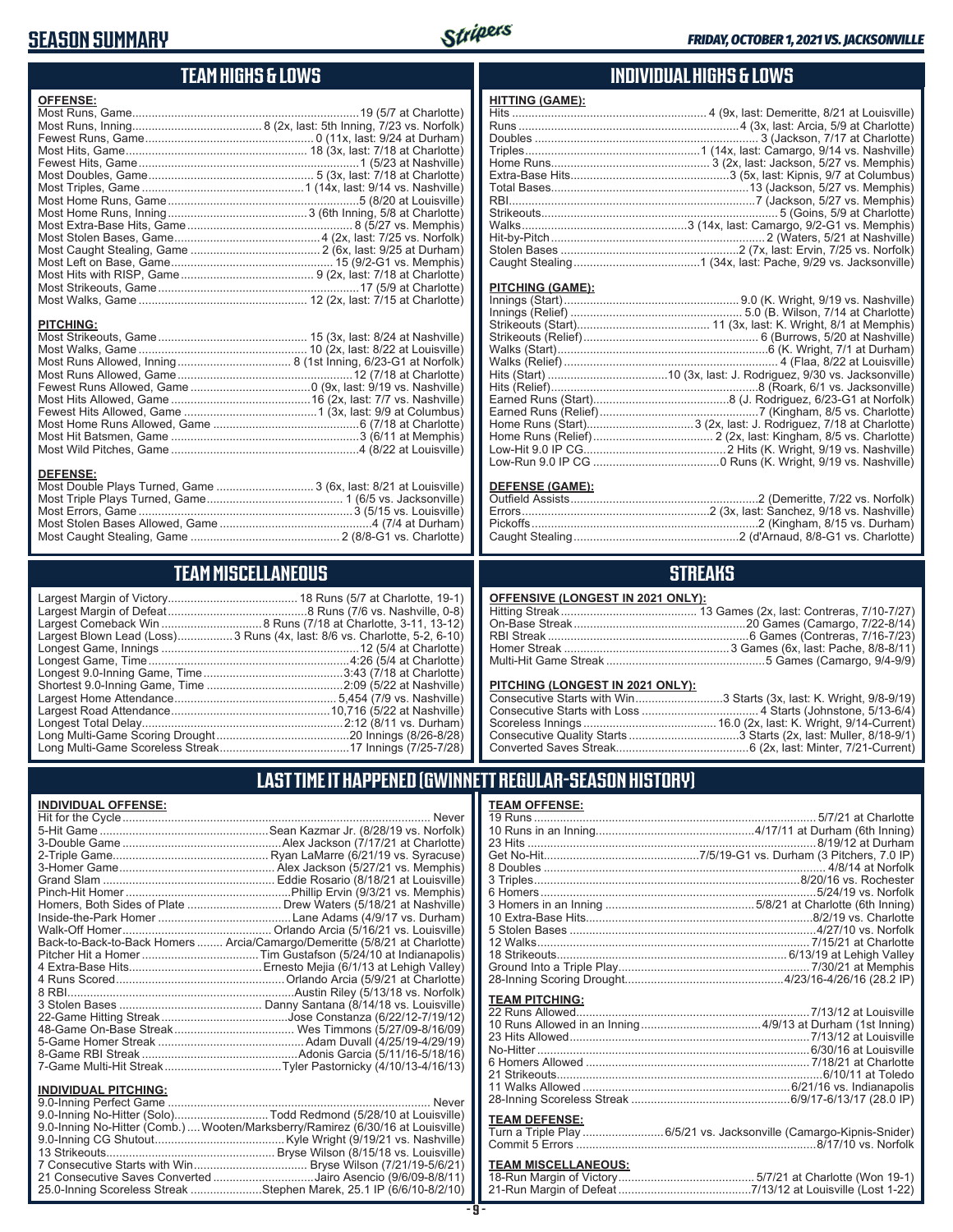# SEASON SUMMARY

*FRIDAY, OCTOBER 1, 2021 VS. JACKSONVILLE*

## TEAM HIGHS & LOWS

**OFFENSE:**

| | |
|---|---|
| Most Runs, Game | 19 (5/7 at Charlotte) |
| Most Runs, Inning | 8 (2x, last: 5th Inning, 7/23 vs. Norfolk) |
| Fewest Runs, Game | 0 (11x, last: 9/24 at Durham) |
| Most Hits, Game | 18 (3x, last: 7/18 at Charlotte) |
| Fewest Hits, Game | 1 (5/23 at Nashville) |
| Most Doubles, Game | 5 (3x, last: 7/18 at Charlotte) |
| Most Triples, Game | 1 (14x, last: 9/14 vs. Nashville) |
| Most Home Runs, Game | 5 (8/20 at Louisville) |
| Most Home Runs, Inning | 3 (6th Inning, 5/8 at Charlotte) |
| Most Extra-Base Hits, Game | 8 (5/27 vs. Memphis) |
| Most Stolen Bases, Game | 4 (2x, last: 7/25 vs. Norfolk) |
| Most Caught Stealing, Game | 2 (6x, last: 9/25 at Durham) |
| Most Left on Base, Game | 15 (9/2-G1 vs. Memphis) |
| Most Hits with RISP, Game | 9 (2x, last: 7/18 at Charlotte) |
| Most Strikeouts, Game | 17 (5/9 at Charlotte) |
| Most Walks, Game | 12 (2x, last: 7/15 at Charlotte) |

**PITCHING:**

| | |
|---|---|
| Most Strikeouts, Game | 15 (3x, last: 8/24 at Nashville) |
| Most Walks, Game | 10 (2x, last: 8/22 at Louisville) |
| Most Runs Allowed, Inning | 8 (1st Inning, 6/23-G1 at Norfolk) |
| Most Runs Allowed, Game | 12 (7/18 at Charlotte) |
| Fewest Runs Allowed, Game | 0 (9x, last: 9/19 vs. Nashville) |
| Most Hits Allowed, Game | 16 (2x, last: 7/7 vs. Nashville) |
| Fewest Hits Allowed, Game | 1 (3x, last: 9/9 at Columbus) |
| Most Home Runs Allowed, Game | 6 (7/18 at Charlotte) |
| Most Hit Batsmen, Game | 3 (6/11 at Memphis) |
| Most Wild Pitches, Game | 4 (8/22 at Louisville) |

**DEFENSE:**

| | |
|---|---|
| Most Double Plays Turned, Game | 3 (6x, last: 8/21 at Louisville) |
| Most Triple Plays Turned, Game | 1 (6/5 vs. Jacksonville) |
| Most Errors, Game | 3 (5/15 vs. Louisville) |
| Most Stolen Bases Allowed, Game | 4 (7/4 at Durham) |
| Most Caught Stealing, Game | 2 (8/8-G1 vs. Charlotte) |

## INDIVIDUAL HIGHS & LOWS

**HITTING (GAME):**

| | |
|---|---|
| Hits | 4 (9x, last: Demeritte, 8/21 at Louisville) |
| Runs | 4 (3x, last: Arcia, 5/9 at Charlotte) |
| Doubles | 3 (Jackson, 7/17 at Charlotte) |
| Triples | 1 (14x, last: Camargo, 9/14 vs. Nashville) |
| Home Runs | 3 (2x, last: Jackson, 5/27 vs. Memphis) |
| Extra-Base Hits | 3 (5x, last: Kipnis, 9/7 at Columbus) |
| Total Bases | 13 (Jackson, 5/27 vs. Memphis) |
| RBI | 7 (Jackson, 5/27 vs. Memphis) |
| Strikeouts | 5 (Goins, 5/9 at Charlotte) |
| Walks | 3 (14x, last: Camargo, 9/2-G1 vs. Memphis) |
| Hit-by-Pitch | 2 (Waters, 5/21 at Nashville) |
| Stolen Bases | 2 (7x, last: Ervin, 7/25 vs. Norfolk) |
| Caught Stealing | 1 (34x, last: Pache, 9/29 vs. Jacksonville) |

**PITCHING (GAME):**

| | |
|---|---|
| Innings (Start) | 9.0 (K. Wright, 9/19 vs. Nashville) |
| Innings (Relief) | 5.0 (B. Wilson, 7/14 at Charlotte) |
| Strikeouts (Start) | 11 (3x, last: K. Wright, 8/1 at Memphis) |
| Strikeouts (Relief) | 6 (Burrows, 5/20 at Nashville) |
| Walks (Start) | 6 (K. Wright, 7/1 at Durham) |
| Walks (Relief) | 4 (Flaa, 8/22 at Louisville) |
| Hits (Start) | 10 (3x, last: J. Rodriguez, 9/30 vs. Jacksonville) |
| Hits (Relief) | 8 (Roark, 6/1 vs. Jacksonville) |
| Earned Runs (Start) | 8 (J. Rodriguez, 6/23-G1 at Norfolk) |
| Earned Runs (Relief) | 7 (Kingham, 8/5 vs. Charlotte) |
| Home Runs (Start) | 3 (2x, last: J. Rodriguez, 7/18 at Charlotte) |
| Home Runs (Relief) | 2 (2x, last: Kingham, 8/5 vs. Charlotte) |
| Low-Hit 9.0 IP CG | 2 Hits (K. Wright, 9/19 vs. Nashville) |
| Low-Run 9.0 IP CG | 0 Runs (K. Wright, 9/19 vs. Nashville) |

**DEFENSE (GAME):**

| | |
|---|---|
| Outfield Assists | 2 (Demeritte, 7/22 vs. Norfolk) |
| Errors | 2 (3x, last: Sanchez, 9/18 vs. Nashville) |
| Pickoffs | 2 (Kingham, 8/15 vs. Durham) |
| Caught Stealing | 2 (d'Arnaud, 8/8-G1 vs. Charlotte) |

## TEAM MISCELLANEOUS

| | |
|---|---|
| Largest Margin of Victory | 18 Runs (5/7 at Charlotte, 19-1) |
| Largest Margin of Defeat | 8 Runs (7/6 vs. Nashville, 0-8) |
| Largest Comeback Win | 8 Runs (7/18 at Charlotte, 3-11, 13-12) |
| Largest Blown Lead (Loss) | 3 Runs (4x, last: 8/6 vs. Charlotte, 5-2, 6-10) |
| Longest Game, Innings | 12 (5/4 at Charlotte) |
| Longest Game, Time | 4:26 (5/4 at Charlotte) |
| Longest 9.0-Inning Game, Time | 3:43 (7/18 at Charlotte) |
| Shortest 9.0-Inning Game, Time | 2:09 (5/22 at Nashville) |
| Largest Home Attendance | 5,454 (7/9 vs. Nashville) |
| Largest Road Attendance | 10,716 (5/22 at Nashville) |
| Longest Total Delay | 2:12 (8/11 vs. Durham) |
| Long Multi-Game Scoring Drought | 20 Innings (8/26-8/28) |
| Long Multi-Game Scoreless Streak | 17 Innings (7/25-7/28) |

## STREAKS

**OFFENSIVE (LONGEST IN 2021 ONLY):**

| | |
|---|---|
| Hitting Streak | 13 Games (2x, last: Contreras, 7/10-7/27) |
| On-Base Streak | 20 Games (Camargo, 7/22-8/14) |
| RBI Streak | 6 Games (Contreras, 7/16-7/23) |
| Homer Streak | 3 Games (6x, last: Pache, 8/8-8/11) |
| Multi-Hit Game Streak | 5 Games (Camargo, 9/4-9/9) |

**PITCHING (LONGEST IN 2021 ONLY):**

| | |
|---|---|
| Consecutive Starts with Win | 3 Starts (3x, last: K. Wright, 9/8-9/19) |
| Consecutive Starts with Loss | 4 Starts (Johnstone, 5/13-6/4) |
| Scoreless Innings | 16.0 (2x, last: K. Wright, 9/14-Current) |
| Consecutive Quality Starts | 3 Starts (2x, last: Muller, 8/18-9/1) |
| Converted Saves Streak | 6 (2x, last: Minter, 7/21-Current) |

## LAST TIME IT HAPPENED (GWINNETT REGULAR-SEASON HISTORY)

**INDIVIDUAL OFFENSE:**

| | |
|---|---|
| Hit for the Cycle | Never |
| 5-Hit Game | Sean Kazmar Jr. (8/28/19 vs. Norfolk) |
| 3-Double Game | Alex Jackson (7/17/21 at Charlotte) |
| 2-Triple Game | Ryan LaMarre (6/21/19 vs. Syracuse) |
| 3-Homer Game | Alex Jackson (5/27/21 vs. Memphis) |
| Grand Slam | Eddie Rosario (8/18/21 at Louisville) |
| Pinch-Hit Homer | Phillip Ervin (9/3/21 vs. Memphis) |
| Homers, Both Sides of Plate | Drew Waters (5/18/21 at Nashville) |
| Inside-the-Park Homer | Lane Adams (4/9/17 vs. Durham) |
| Walk-Off Homer | Orlando Arcia (5/16/21 vs. Louisville) |
| Back-to-Back-to-Back Homers | Arcia/Camargo/Demeritte (5/8/21 at Charlotte) |
| Pitcher Hit a Homer | Tim Gustafson (5/24/10 at Indianapolis) |
| 4 Extra-Base Hits | Ernesto Mejia (6/1/13 at Lehigh Valley) |
| 4 Runs Scored | Orlando Arcia (5/9/21 at Charlotte) |
| 8 RBI | Austin Riley (5/13/18 vs. Norfolk) |
| 3 Stolen Bases | Danny Santana (8/14/18 vs. Louisville) |
| 22-Game Hitting Streak | Jose Constanza (6/22/12-7/19/12) |
| 48-Game On-Base Streak | Wes Timmons (5/27/09-8/16/09) |
| 5-Game Homer Streak | Adam Duvall (4/25/19-4/29/19) |
| 8-Game RBI Streak | Adonis Garcia (5/11/16-5/18/16) |
| 7-Game Multi-Hit Streak | Tyler Pastornicky (4/10/13-4/16/13) |

**INDIVIDUAL PITCHING:**

| | |
|---|---|
| 9.0-Inning Perfect Game | Never |
| 9.0-Inning No-Hitter (Solo) | Todd Redmond (5/28/10 at Louisville) |
| 9.0-Inning No-Hitter (Comb.) | Wooten/Marksberry/Ramirez (6/30/16 at Louisville) |
| 9.0-Inning CG Shutout | Kyle Wright (9/19/21 vs. Nashville) |
| 13 Strikeouts | Bryse Wilson (8/15/18 vs. Louisville) |
| 7 Consecutive Starts with Win | Bryse Wilson (7/21/19-5/6/21) |
| 21 Consecutive Saves Converted | Jairo Asencio (9/6/09-8/8/11) |
| 25.0-Inning Scoreless Streak | Stephen Marek, 25.1 IP (6/6/10-8/2/10) |

**TEAM OFFENSE:**

| | |
|---|---|
| 19 Runs | 5/7/21 at Charlotte |
| 10 Runs in an Inning | 4/17/11 at Durham (6th Inning) |
| 23 Hits | 8/19/12 at Durham |
| Get No-Hit | 7/5/19-G1 vs. Durham (3 Pitchers, 7.0 IP) |
| 8 Doubles | 4/8/14 at Norfolk |
| 3 Triples | 8/20/16 vs. Rochester |
| 6 Homers | 5/24/19 vs. Norfolk |
| 3 Homers in an Inning | 5/8/21 at Charlotte (6th Inning) |
| 10 Extra-Base Hits | 8/2/19 vs. Charlotte |
| 5 Stolen Bases | 4/27/10 vs. Norfolk |
| 12 Walks | 7/15/21 at Charlotte |
| 18 Strikeouts | 6/13/19 at Lehigh Valley |
| Ground Into a Triple Play | 7/30/21 at Memphis |
| 28-Inning Scoring Drought | 4/23/16-4/26/16 (28.2 IP) |

**TEAM PITCHING:**

| | |
|---|---|
| 22 Runs Allowed | 7/13/12 at Louisville |
| 10 Runs Allowed in an Inning | 4/9/13 at Durham (1st Inning) |
| 23 Hits Allowed | 7/13/12 at Louisville |
| No-Hitter | 6/30/16 at Louisville |
| 6 Homers Allowed | 7/18/21 at Charlotte |
| 21 Strikeouts | 6/10/11 at Toledo |
| 11 Walks Allowed | 6/21/16 vs. Indianapolis |
| 28-Inning Scoreless Streak | 6/9/17-6/13/17 (28.0 IP) |

**TEAM DEFENSE:**

| | |
|---|---|
| Turn a Triple Play | 6/5/21 vs. Jacksonville (Camargo-Kipnis-Snider) |
| Commit 5 Errors | 8/17/10 vs. Norfolk |

**TEAM MISCELLANEOUS:**

| | |
|---|---|
| 18-Run Margin of Victory | 5/7/21 at Charlotte (Won 19-1) |
| 21-Run Margin of Defeat | 7/13/12 at Louisville (Lost 1-22) |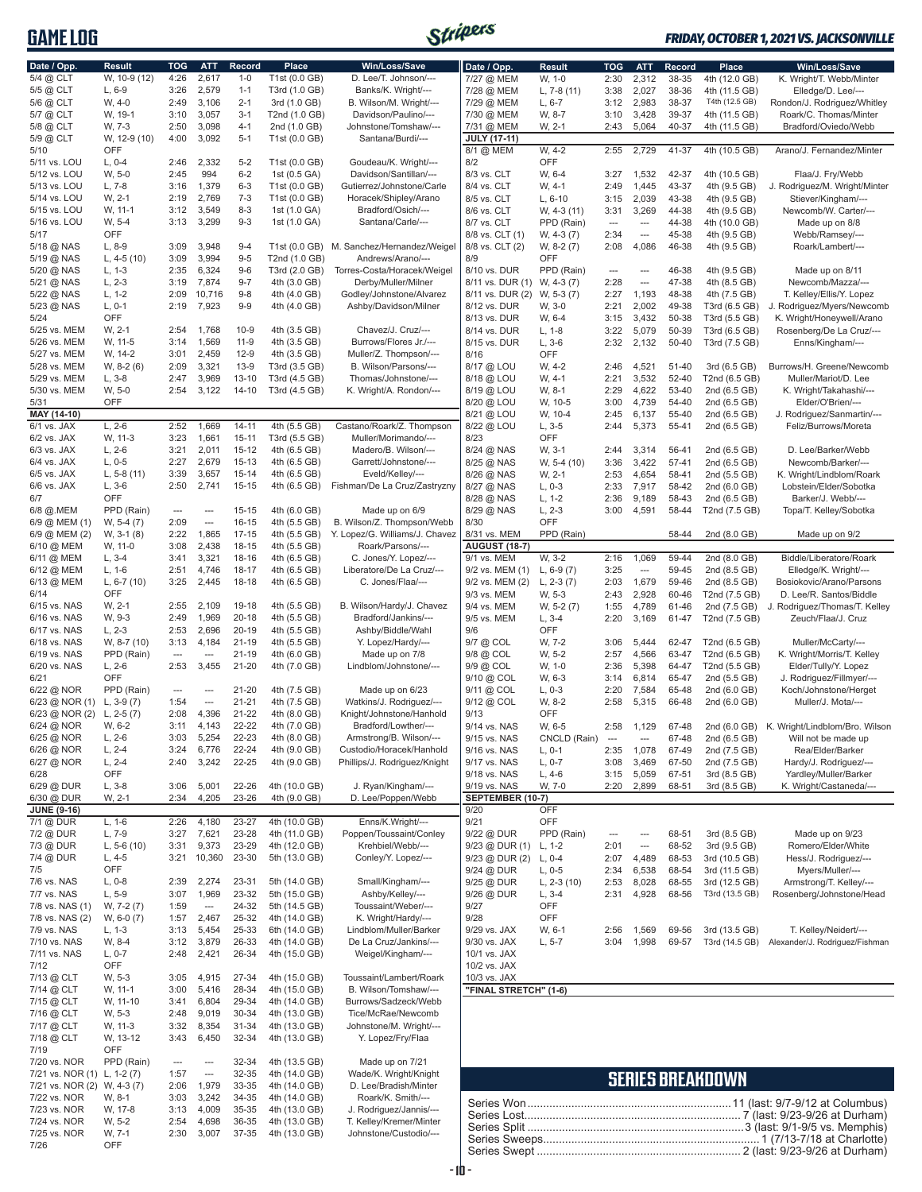# GAME LOG

**FRIDAY, OCTOBER 1, 2021 VS. JACKSONVILLE**

| Date / Opp. | Result | TOG | ATT | Record | Place | Win/Loss/Save |
|---|---|---|---|---|---|---|
| 5/4 @ CLT | W, 10-9 (12) | 4:26 | 2,617 | 1-0 | T1st (0.0 GB) | D. Lee/T. Johnson/--- |
| 5/5 @ CLT | L, 6-9 | 3:26 | 2,579 | 1-1 | T3rd (1.0 GB) | Banks/K. Wright/--- |
| 5/6 @ CLT | W, 4-0 | 2:49 | 3,106 | 2-1 | 3rd (1.0 GB) | B. Wilson/M. Wright/--- |
| 5/7 @ CLT | W, 19-1 | 3:10 | 3,057 | 3-1 | T2nd (1.0 GB) | Davidson/Paulino/--- |
| 5/8 @ CLT | W, 7-3 | 2:50 | 3,098 | 4-1 | 2nd (1.0 GB) | Johnstone/Tomshaw/--- |
| 5/9 @ CLT | W, 12-9 (10) | 4:00 | 3,092 | 5-1 | T1st (0.0 GB) | Santana/Burdi/--- |
| 5/10 | OFF | | | | | |
| 5/11 vs. LOU | L, 0-4 | 2:46 | 2,332 | 5-2 | T1st (0.0 GB) | Goudeau/K. Wright/--- |
| 5/12 vs. LOU | W, 5-0 | 2:45 | 994 | 6-2 | 1st (0.5 GA) | Davidson/Santillan/--- |
| 5/13 vs. LOU | L, 7-8 | 3:16 | 1,379 | 6-3 | T1st (0.0 GB) | Gutierrez/Johnstone/Carle |
| 5/14 vs. LOU | W, 2-1 | 2:19 | 2,769 | 7-3 | T1st (0.0 GB) | Horacek/Shipley/Arano |
| 5/15 vs. LOU | W, 11-1 | 3:12 | 3,549 | 8-3 | 1st (1.0 GA) | Bradford/Osich/--- |
| 5/16 vs. LOU | W, 5-4 | 3:13 | 3,299 | 9-3 | 1st (1.0 GA) | Santana/Carle/--- |
| 5/17 | OFF | | | | | |
| 5/18 @ NAS | L, 8-9 | 3:09 | 3,948 | 9-4 | T1st (0.0 GB) | M. Sanchez/Hernandez/Weigel |
| 5/19 @ NAS | L, 4-5 (10) | 3:09 | 3,994 | 9-5 | T2nd (1.0 GB) | Andrews/Arano/--- |
| 5/20 @ NAS | L, 1-3 | 2:35 | 6,324 | 9-6 | T3rd (2.0 GB) | Torres-Costa/Horacek/Weigel |
| 5/21 @ NAS | L, 2-3 | 3:19 | 7,874 | 9-7 | 4th (3.0 GB) | Derby/Muller/Milner |
| 5/22 @ NAS | L, 1-2 | 2:09 | 10,716 | 9-8 | 4th (4.0 GB) | Godley/Johnstone/Alvarez |
| 5/23 @ NAS | L, 0-1 | 2:19 | 7,923 | 9-9 | 4th (4.0 GB) | Ashby/Davidson/Milner |
| 5/24 | OFF | | | | | |
| 5/25 vs. MEM | W, 2-1 | 2:54 | 1,768 | 10-9 | 4th (3.5 GB) | Chavez/J. Cruz/--- |
| 5/26 vs. MEM | W, 11-5 | 3:14 | 1,569 | 11-9 | 4th (3.5 GB) | Burrows/Flores Jr./--- |
| 5/27 vs. MEM | W, 14-2 | 3:01 | 2,459 | 12-9 | 4th (3.5 GB) | Muller/Z. Thompson/--- |
| 5/28 vs. MEM | W, 8-2 (6) | 2:09 | 3,321 | 13-9 | T3rd (3.5 GB) | B. Wilson/Parsons/--- |
| 5/29 vs. MEM | L, 3-8 | 2:47 | 3,969 | 13-10 | T3rd (4.5 GB) | Thomas/Johnstone/--- |
| 5/30 vs. MEM | W, 5-0 | 2:54 | 3,122 | 14-10 | T3rd (4.5 GB) | K. Wright/A. Rondon/--- |
| 5/31 | OFF | | | | | |
| **MAY (14-10)** | | | | | | |
| 6/1 vs. JAX | L, 2-6 | 2:52 | 1,669 | 14-11 | 4th (5.5 GB) | Castano/Roark/Z. Thompson |
| 6/2 vs. JAX | W, 11-3 | 3:23 | 1,661 | 15-11 | T3rd (5.5 GB) | Muller/Morimando/--- |
| 6/3 vs. JAX | L, 2-6 | 3:21 | 2,011 | 15-12 | 4th (6.5 GB) | Madero/B. Wilson/--- |
| 6/4 vs. JAX | L, 0-5 | 2:27 | 2,679 | 15-13 | 4th (6.5 GB) | Garrett/Johnstone/--- |
| 6/5 vs. JAX | L, 5-8 (11) | 3:39 | 3,657 | 15-14 | 4th (6.5 GB) | Eveld/Kelley/--- |
| 6/6 vs. JAX | L, 3-6 | 2:50 | 2,741 | 15-15 | 4th (6.5 GB) | Fishman/De La Cruz/Zastryzny |
| 6/7 | OFF | | | | | |
| 6/8 @ MEM | PPD (Rain) | --- | --- | 15-15 | 4th (6.0 GB) | Made up on 6/9 |
| 6/9 @ MEM (1) | W, 5-4 (7) | 2:09 | --- | 16-15 | 4th (5.5 GB) | B. Wilson/Z. Thompson/Webb |
| 6/9 @ MEM (2) | W, 3-1 (8) | 2:22 | 1,865 | 17-15 | 4th (5.5 GB) | Y. Lopez/G. Williams/J. Chavez |
| 6/10 @ MEM | W, 11-0 | 3:08 | 2,438 | 18-15 | 4th (5.5 GB) | Roark/Parsons/--- |
| 6/11 @ MEM | L, 3-4 | 3:41 | 3,321 | 18-16 | 4th (6.5 GB) | C. Jones/Y. Lopez/--- |
| 6/12 @ MEM | L, 1-6 | 2:51 | 4,746 | 18-17 | 4th (6.5 GB) | Liberatore/De La Cruz/--- |
| 6/13 @ MEM | L, 6-7 (10) | 3:25 | 2,445 | 18-18 | 4th (6.5 GB) | C. Jones/Flaa/--- |
| 6/14 | OFF | | | | | |
| 6/15 vs. NAS | W, 2-1 | 2:55 | 2,109 | 19-18 | 4th (5.5 GB) | B. Wilson/Hardy/J. Chavez |
| 6/16 vs. NAS | W, 9-3 | 2:49 | 1,969 | 20-18 | 4th (5.5 GB) | Bradford/Jankins/--- |
| 6/17 vs. NAS | L, 2-3 | 2:53 | 2,696 | 20-19 | 4th (5.5 GB) | Ashby/Biddle/Wahl |
| 6/18 vs. NAS | W, 8-7 (10) | 3:13 | 4,184 | 21-19 | 4th (5.5 GB) | Y. Lopez/Hardy/--- |
| 6/19 vs. NAS | PPD (Rain) | --- | --- | 21-19 | 4th (6.0 GB) | Made up on 7/8 |
| 6/20 vs. NAS | L, 2-6 | 2:53 | 3,455 | 21-20 | 4th (7.0 GB) | Lindblom/Johnstone/--- |
| 6/21 | OFF | | | | | |
| 6/22 @ NOR | PPD (Rain) | --- | --- | 21-20 | 4th (7.5 GB) | Made up on 6/23 |
| 6/23 @ NOR (1) | L, 3-9 (7) | 1:54 | --- | 21-21 | 4th (7.5 GB) | Watkins/J. Rodriguez/--- |
| 6/23 @ NOR (2) | L, 2-5 (7) | 2:08 | 4,396 | 21-22 | 4th (8.0 GB) | Knight/Johnstone/Hanhold |
| 6/24 @ NOR | W, 6-2 | 3:11 | 4,143 | 22-22 | 4th (7.0 GB) | Bradford/Lowther/--- |
| 6/25 @ NOR | L, 2-6 | 3:03 | 5,254 | 22-23 | 4th (8.0 GB) | Armstrong/B. Wilson/--- |
| 6/26 @ NOR | L, 2-4 | 3:24 | 6,776 | 22-24 | 4th (9.0 GB) | Custodio/Horacek/Hanhold |
| 6/27 @ NOR | L, 2-4 | 2:40 | 3,242 | 22-25 | 4th (9.0 GB) | Phillips/J. Rodriguez/Knight |
| 6/28 | OFF | | | | | |
| 6/29 @ DUR | L, 3-8 | 3:06 | 5,001 | 22-26 | 4th (10.0 GB) | J. Ryan/Kingham/--- |
| 6/30 @ DUR | W, 2-1 | 2:34 | 4,205 | 23-26 | 4th (9.0 GB) | D. Lee/Poppen/Webb |
| **JUNE (9-16)** | | | | | | |
| 7/1 @ DUR | L, 1-6 | 2:26 | 4,180 | 23-27 | 4th (10.0 GB) | Enns/K.Wright/--- |
| 7/2 @ DUR | L, 7-9 | 3:27 | 7,621 | 23-28 | 4th (11.0 GB) | Poppen/Toussaint/Conley |
| 7/3 @ DUR | L, 5-6 (10) | 3:31 | 9,373 | 23-29 | 4th (12.0 GB) | Krehbiel/Webb/--- |
| 7/4 @ DUR | L, 4-5 | 3:21 | 10,360 | 23-30 | 5th (13.0 GB) | Conley/Y. Lopez/--- |
| 7/5 | OFF | | | | | |
| 7/6 vs. NAS | L, 0-8 | 2:39 | 2,274 | 23-31 | 5th (14.0 GB) | Small/Kingham/--- |
| 7/7 vs. NAS | L, 5-9 | 3:07 | 1,969 | 23-32 | 5th (15.0 GB) | Ashby/Kelley/--- |
| 7/8 vs. NAS (1) | W, 7-2 (7) | 1:59 | --- | 24-32 | 5th (14.5 GB) | Toussaint/Weber/--- |
| 7/8 vs. NAS (2) | W, 6-0 (7) | 1:57 | 2,467 | 25-32 | 4th (14.0 GB) | K. Wright/Hardy/--- |
| 7/9 vs. NAS | L, 1-3 | 3:13 | 5,454 | 25-33 | 6th (14.0 GB) | Lindblom/Muller/Barker |
| 7/10 vs. NAS | W, 8-4 | 3:12 | 3,879 | 26-33 | 4th (14.0 GB) | De La Cruz/Jankins/--- |
| 7/11 vs. NAS | L, 0-7 | 2:48 | 2,421 | 26-34 | 4th (15.0 GB) | Weigel/Kingham/--- |
| 7/12 | OFF | | | | | |
| 7/13 @ CLT | W, 5-3 | 3:05 | 4,915 | 27-34 | 4th (15.0 GB) | Toussaint/Lambert/Roark |
| 7/14 @ CLT | W, 11-1 | 3:00 | 5,416 | 28-34 | 4th (15.0 GB) | B. Wilson/Tomshaw/--- |
| 7/15 @ CLT | W, 11-10 | 3:41 | 6,804 | 29-34 | 4th (14.0 GB) | Burrows/Sadzeck/Webb |
| 7/16 @ CLT | W, 5-3 | 2:48 | 9,019 | 30-34 | 4th (13.0 GB) | Tice/McRae/Newcomb |
| 7/17 @ CLT | W, 11-3 | 3:32 | 8,354 | 31-34 | 4th (13.0 GB) | Johnstone/M. Wright/--- |
| 7/18 @ CLT | W, 13-12 | 3:43 | 6,450 | 32-34 | 4th (13.0 GB) | Y. Lopez/Fry/Flaa |
| 7/19 | OFF | | | | | |
| 7/20 vs. NOR | PPD (Rain) | --- | --- | 32-34 | 4th (13.5 GB) | Made up on 7/21 |
| 7/21 vs. NOR (1) | L, 1-2 (7) | 1:57 | --- | 32-35 | 4th (14.0 GB) | Wade/K. Wright/Knight |
| 7/21 vs. NOR (2) | W, 4-3 (7) | 2:06 | 1,979 | 33-35 | 4th (14.0 GB) | D. Lee/Bradish/Minter |
| 7/22 vs. NOR | W, 8-1 | 3:03 | 3,242 | 34-35 | 4th (14.0 GB) | Roark/K. Smith/--- |
| 7/23 vs. NOR | W, 17-8 | 3:13 | 4,009 | 35-35 | 4th (13.0 GB) | J. Rodriguez/Jannis/--- |
| 7/24 vs. NOR | W, 5-2 | 2:54 | 4,698 | 36-35 | 4th (13.0 GB) | T. Kelley/Kremer/Minter |
| 7/25 vs. NOR | W, 7-1 | 2:30 | 3,007 | 37-35 | 4th (13.0 GB) | Johnstone/Custodio/--- |
| 7/26 | OFF | | | | | |
| 7/27 @ MEM | W, 1-0 | 2:30 | 2,312 | 38-35 | 4th (12.0 GB) | K. Wright/T. Webb/Minter |
| 7/28 @ MEM | L, 7-8 (11) | 3:38 | 2,027 | 38-36 | 4th (11.5 GB) | Elledge/D. Lee/--- |
| 7/29 @ MEM | L, 6-7 | 3:12 | 2,983 | 38-37 | T4th (12.5 GB) | Rondon/J. Rodriguez/Whitley |
| 7/30 @ MEM | W, 8-7 | 3:10 | 3,428 | 39-37 | 4th (11.5 GB) | Roark/C. Thomas/Minter |
| 7/31 @ MEM | W, 2-1 | 2:43 | 5,064 | 40-37 | 4th (11.5 GB) | Bradford/Oviedo/Webb |
| **JULY (17-11)** | | | | | | |
| 8/1 @ MEM | W, 4-2 | 2:55 | 2,729 | 41-37 | 4th (10.5 GB) | Arano/J. Fernandez/Minter |
| 8/2 | OFF | | | | | |
| 8/3 vs. CLT | W, 6-4 | 3:27 | 1,532 | 42-37 | 4th (10.5 GB) | Flaa/J. Fry/Webb |
| 8/4 vs. CLT | W, 4-1 | 2:49 | 1,445 | 43-37 | 4th (9.5 GB) | J. Rodriguez/M. Wright/Minter |
| 8/5 vs. CLT | L, 6-10 | 3:15 | 2,039 | 43-38 | 4th (9.5 GB) | Stiever/Kingham/--- |
| 8/6 vs. CLT | W, 4-3 (11) | 3:31 | 3,269 | 44-38 | 4th (9.5 GB) | Newcomb/W. Carter/--- |
| 8/7 vs. CLT | PPD (Rain) | --- | --- | 44-38 | 4th (10.0 GB) | Made up on 8/8 |
| 8/8 vs. CLT (1) | W, 4-3 (7) | 2:34 | --- | 45-38 | 4th (9.5 GB) | Webb/Ramsey/--- |
| 8/8 vs. CLT (2) | W, 8-2 (7) | 2:08 | 4,086 | 46-38 | 4th (9.5 GB) | Roark/Lambert/--- |
| 8/9 | OFF | | | | | |
| 8/10 vs. DUR | PPD (Rain) | --- | --- | 46-38 | 4th (9.5 GB) | Made up on 8/11 |
| 8/11 vs. DUR (1) | W, 4-3 (7) | 2:28 | --- | 47-38 | 4th (8.5 GB) | Newcomb/Mazza/--- |
| 8/11 vs. DUR (2) | W, 5-3 (7) | 2:27 | 1,193 | 48-38 | 4th (7.5 GB) | T. Kelley/Ellis/Y. Lopez |
| 8/12 vs. DUR | W, 3-0 | 2:21 | 2,002 | 49-38 | T3rd (6.5 GB) | J. Rodriguez/Myers/Newcomb |
| 8/13 vs. DUR | W, 6-4 | 3:15 | 3,432 | 50-38 | T3rd (5.5 GB) | K. Wright/Honeywell/Arano |
| 8/14 vs. DUR | L, 1-8 | 3:22 | 5,079 | 50-39 | T3rd (6.5 GB) | Rosenberg/De La Cruz/--- |
| 8/15 vs. DUR | L, 3-6 | 2:32 | 2,132 | 50-40 | T3rd (7.5 GB) | Enns/Kingham/--- |
| 8/16 | OFF | | | | | |
| 8/17 @ LOU | W, 4-2 | 2:46 | 4,521 | 51-40 | 3rd (6.5 GB) | Burrows/H. Greene/Newcomb |
| 8/18 @ LOU | W, 4-1 | 2:21 | 3,532 | 52-40 | T2nd (6.5 GB) | Muller/Mariot/D. Lee |
| 8/19 @ LOU | W, 8-1 | 2:29 | 4,622 | 53-40 | 2nd (6.5 GB) | K. Wright/Takahashi/--- |
| 8/20 @ LOU | W, 10-5 | 3:00 | 4,739 | 54-40 | 2nd (6.5 GB) | Elder/O'Brien/--- |
| 8/21 @ LOU | W, 10-4 | 2:45 | 6,137 | 55-40 | 2nd (6.5 GB) | J. Rodriguez/Sanmartin/--- |
| 8/22 @ LOU | L, 3-5 | 2:44 | 5,373 | 55-41 | 2nd (6.5 GB) | Feliz/Burrows/Moreta |
| 8/23 | OFF | | | | | |
| 8/24 @ NAS | W, 3-1 | 2:44 | 3,314 | 56-41 | 2nd (6.5 GB) | D. Lee/Barker/Webb |
| 8/25 @ NAS | W, 5-4 (10) | 3:36 | 3,422 | 57-41 | 2nd (6.5 GB) | Newcomb/Barker/--- |
| 8/26 @ NAS | W, 2-1 | 2:53 | 4,654 | 58-41 | 2nd (5.5 GB) | K. Wright/Lindblom/Roark |
| 8/27 @ NAS | L, 0-3 | 2:33 | 7,917 | 58-42 | 2nd (6.0 GB) | Lobstein/Elder/Sobotka |
| 8/28 @ NAS | L, 1-2 | 2:36 | 9,189 | 58-43 | 2nd (6.5 GB) | Barker/J. Webb/--- |
| 8/29 @ NAS | L, 2-3 | 3:00 | 4,591 | 58-44 | T2nd (7.5 GB) | Topa/T. Kelley/Sobotka |
| 8/30 | OFF | | | | | |
| 8/31 vs. MEM | PPD (Rain) | | | 58-44 | 2nd (8.0 GB) | Made up on 9/2 |
| **AUGUST (18-7)** | | | | | | |
| 9/1 vs. MEM | W, 3-2 | 2:16 | 1,069 | 59-44 | 2nd (8.0 GB) | Biddle/Liberatore/Roark |
| 9/2 vs. MEM (1) | L, 6-9 (7) | 3:25 | --- | 59-45 | 2nd (8.5 GB) | Elledge/K. Wright/--- |
| 9/2 vs. MEM (2) | L, 2-3 (7) | 2:03 | 1,679 | 59-46 | 2nd (8.5 GB) | Bosiokovic/Arano/Parsons |
| 9/3 vs. MEM | W, 5-3 | 2:43 | 2,928 | 60-46 | T2nd (7.5 GB) | D. Lee/R. Santos/Biddle |
| 9/4 vs. MEM | W, 5-2 (7) | 1:55 | 4,789 | 61-46 | 2nd (7.5 GB) | J. Rodriguez/Thomas/T. Kelley |
| 9/5 vs. MEM | L, 3-4 | 2:20 | 3,169 | 61-47 | T2nd (7.5 GB) | Zeuch/Flaa/J. Cruz |
| 9/6 | OFF | | | | | |
| 9/7 @ COL | W, 7-2 | 3:06 | 5,444 | 62-47 | T2nd (6.5 GB) | Muller/McCarty/--- |
| 9/8 @ COL | W, 5-2 | 2:57 | 4,566 | 63-47 | T2nd (6.5 GB) | K. Wright/Morris/T. Kelley |
| 9/9 @ COL | W, 1-0 | 2:36 | 5,398 | 64-47 | T2nd (5.5 GB) | Elder/Tully/Y. Lopez |
| 9/10 @ COL | W, 6-3 | 3:14 | 6,814 | 65-47 | 2nd (5.5 GB) | J. Rodriguez/Fillmyer/--- |
| 9/11 @ COL | L, 0-3 | 2:20 | 7,584 | 65-48 | 2nd (6.0 GB) | Koch/Johnstone/Herget |
| 9/12 @ COL | W, 8-2 | 2:58 | 5,315 | 66-48 | 2nd (6.0 GB) | Muller/J. Mota/--- |
| 9/13 | OFF | | | | | |
| 9/14 vs. NAS | W, 6-5 | 2:58 | 1,129 | 67-48 | 2nd (6.0 GB) | K. Wright/Lindblom/Bro. Wilson |
| 9/15 vs. NAS | CNCLD (Rain) | --- | --- | 67-48 | 2nd (6.5 GB) | Will not be made up |
| 9/16 vs. NAS | L, 0-1 | 2:35 | 1,078 | 67-49 | 2nd (7.5 GB) | Rea/Elder/Barker |
| 9/17 vs. NAS | L, 0-7 | 3:08 | 3,469 | 67-50 | 2nd (7.5 GB) | Hardy/J. Rodriguez/--- |
| 9/18 vs. NAS | L, 4-6 | 3:15 | 5,059 | 67-51 | 3rd (8.5 GB) | Yardley/Muller/Barker |
| 9/19 vs. NAS | W, 7-0 | 2:20 | 2,899 | 68-51 | 3rd (8.5 GB) | K. Wright/Castaneda/--- |
| **SEPTEMBER (10-7)** | | | | | | |
| 9/20 | OFF | | | | | |
| 9/21 | OFF | | | | | |
| 9/22 @ DUR | PPD (Rain) | --- | --- | 68-51 | 3rd (8.5 GB) | Made up on 9/23 |
| 9/23 @ DUR (1) | L, 1-2 | 2:01 | --- | 68-52 | 3rd (9.5 GB) | Romero/Elder/White |
| 9/23 @ DUR (2) | L, 0-4 | 2:07 | 4,489 | 68-53 | 3rd (10.5 GB) | Hess/J. Rodriguez/--- |
| 9/24 @ DUR | L, 0-5 | 2:34 | 6,538 | 68-54 | 3rd (11.5 GB) | Myers/Muller/--- |
| 9/25 @ DUR | L, 2-3 (10) | 2:53 | 8,028 | 68-55 | 3rd (12.5 GB) | Armstrong/T. Kelley/--- |
| 9/26 @ DUR | L, 3-4 | 2:31 | 4,928 | 68-56 | T3rd (13.5 GB) | Rosenberg/Johnstone/Head |
| 9/27 | OFF | | | | | |
| 9/28 | OFF | | | | | |
| 9/29 vs. JAX | W, 6-1 | 2:56 | 1,569 | 69-56 | 3rd (13.5 GB) | T. Kelley/Neidert/--- |
| 9/30 vs. JAX | L, 5-7 | 3:04 | 1,998 | 69-57 | T3rd (14.5 GB) | Alexander/J. Rodriguez/Fishman |
| 10/1 vs. JAX | | | | | | |
| 10/2 vs. JAX | | | | | | |
| 10/3 vs. JAX | | | | | | |
| **"FINAL STRETCH" (1-6)** | | | | | | |

## SERIES BREAKDOWN

Series Won ................ 11 (last: 9/7-9/12 at Columbus)
Series Lost ................ 7 (last: 9/23-9/26 at Durham)
Series Split ................ 3 (last: 9/1-9/5 vs. Memphis)
Series Sweeps ................ 1 (7/13-7/18 at Charlotte)
Series Swept ................ 2 (last: 9/23-9/26 at Durham)